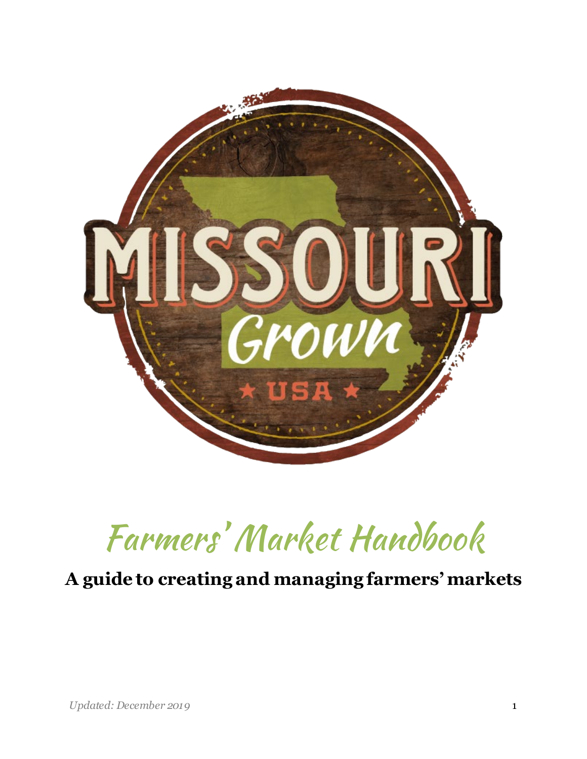# Farmers' Market Handbook

**A guide to creating and managing farmers' markets**

*Updated: December 2019*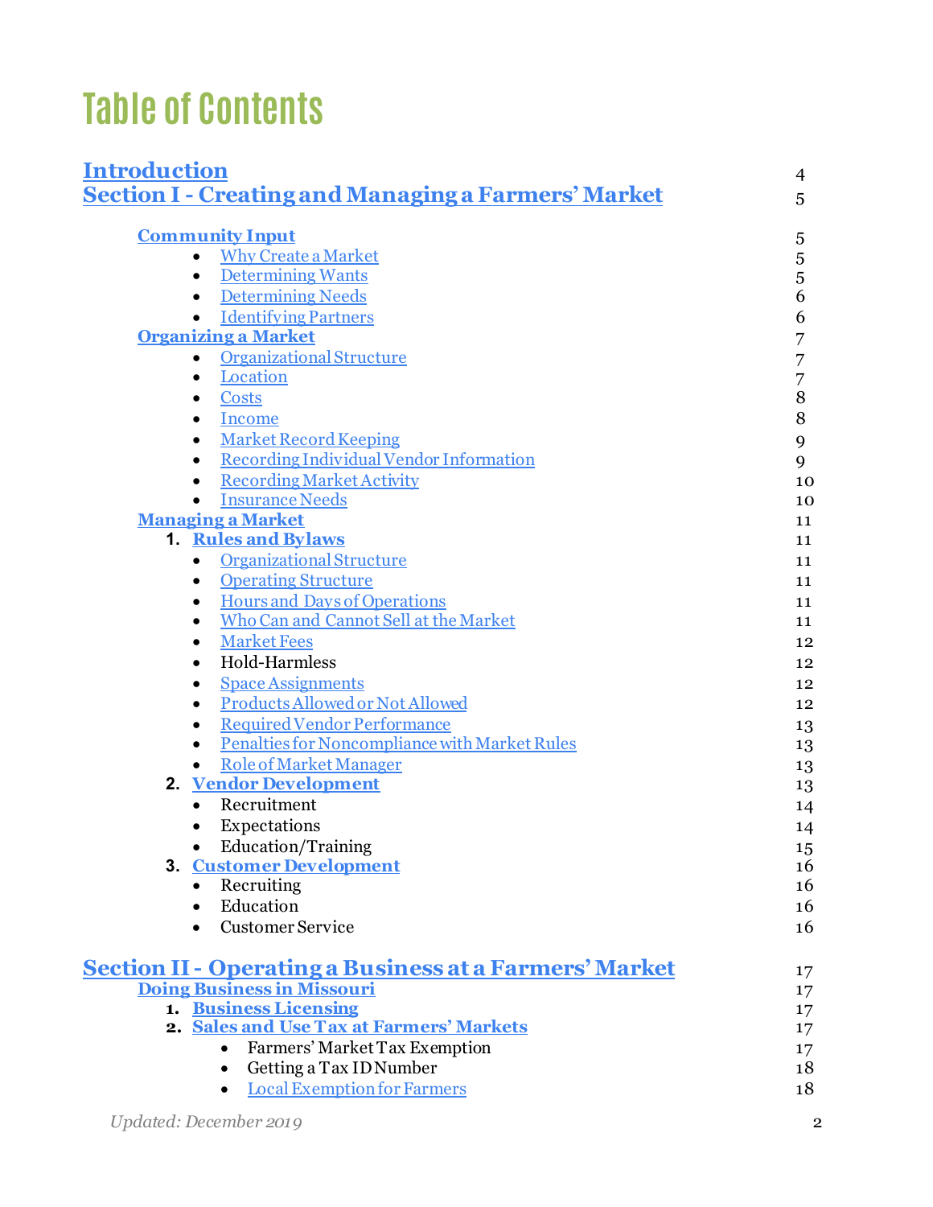# Table of Contents

| | |
|---|---|
| **Introduction** | 4 |
| **Section I - Creating and Managing a Farmers' Market** | 5 |
| **Community Input** | 5 |
| • Why Create a Market | 5 |
| • Determining Wants | 5 |
| • Determining Needs | 6 |
| • Identifying Partners | 6 |
| **Organizing a Market** | 7 |
| • Organizational Structure | 7 |
| • Location | 7 |
| • Costs | 8 |
| • Income | 8 |
| • Market Record Keeping | 9 |
| • Recording Individual Vendor Information | 9 |
| • Recording Market Activity | 10 |
| • Insurance Needs | 10 |
| **Managing a Market** | 11 |
| 1. **Rules and Bylaws** | 11 |
| • Organizational Structure | 11 |
| • Operating Structure | 11 |
| • Hours and Days of Operations | 11 |
| • Who Can and Cannot Sell at the Market | 11 |
| • Market Fees | 12 |
| • Hold-Harmless | 12 |
| • Space Assignments | 12 |
| • Products Allowed or Not Allowed | 12 |
| • Required Vendor Performance | 13 |
| • Penalties for Noncompliance with Market Rules | 13 |
| • Role of Market Manager | 13 |
| 2. **Vendor Development** | 13 |
| • Recruitment | 14 |
| • Expectations | 14 |
| • Education/Training | 15 |
| 3. **Customer Development** | 16 |
| • Recruiting | 16 |
| • Education | 16 |
| • Customer Service | 16 |
| **Section II - Operating a Business at a Farmers' Market** | 17 |
| **Doing Business in Missouri** | 17 |
| 1. **Business Licensing** | 17 |
| 2. **Sales and Use Tax at Farmers' Markets** | 17 |
| • Farmers' Market Tax Exemption | 17 |
| • Getting a Tax ID Number | 18 |
| • Local Exemption for Farmers | 18 |

*Updated: December 2019*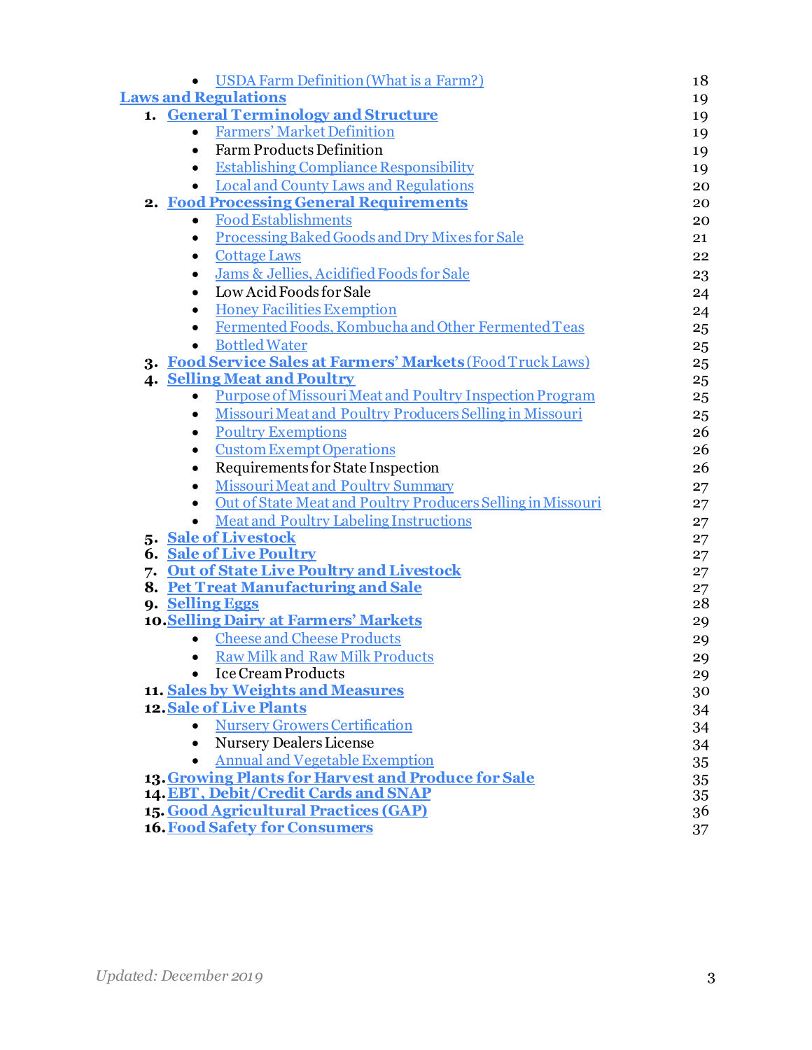- USDA Farm Definition (What is a Farm?) 18

**Laws and Regulations** 19

1. **General Terminology and Structure** 19
    - Farmers' Market Definition 19
    - Farm Products Definition 19
    - Establishing Compliance Responsibility 19
    - Local and County Laws and Regulations 20
2. **Food Processing General Requirements** 20
    - Food Establishments 20
    - Processing Baked Goods and Dry Mixes for Sale 21
    - Cottage Laws 22
    - Jams & Jellies, Acidified Foods for Sale 23
    - Low Acid Foods for Sale 24
    - Honey Facilities Exemption 24
    - Fermented Foods, Kombucha and Other Fermented Teas 25
    - Bottled Water 25
3. **Food Service Sales at Farmers' Markets** (Food Truck Laws) 25
4. **Selling Meat and Poultry** 25
    - Purpose of Missouri Meat and Poultry Inspection Program 25
    - Missouri Meat and Poultry Producers Selling in Missouri 25
    - Poultry Exemptions 26
    - Custom Exempt Operations 26
    - Requirements for State Inspection 26
    - Missouri Meat and Poultry Summary 27
    - Out of State Meat and Poultry Producers Selling in Missouri 27
    - Meat and Poultry Labeling Instructions 27
5. **Sale of Livestock** 27
6. **Sale of Live Poultry** 27
7. **Out of State Live Poultry and Livestock** 27
8. **Pet Treat Manufacturing and Sale** 27
9. **Selling Eggs** 28
10. **Selling Dairy at Farmers' Markets** 29
    - Cheese and Cheese Products 29
    - Raw Milk and Raw Milk Products 29
    - Ice Cream Products 29
11. **Sales by Weights and Measures** 30
12. **Sale of Live Plants** 34
    - Nursery Growers Certification 34
    - Nursery Dealers License 34
    - Annual and Vegetable Exemption 35
13. **Growing Plants for Harvest and Produce for Sale** 35
14. **EBT, Debit/Credit Cards and SNAP** 35
15. **Good Agricultural Practices (GAP)** 36
16. **Food Safety for Consumers** 37

*Updated: December 2019*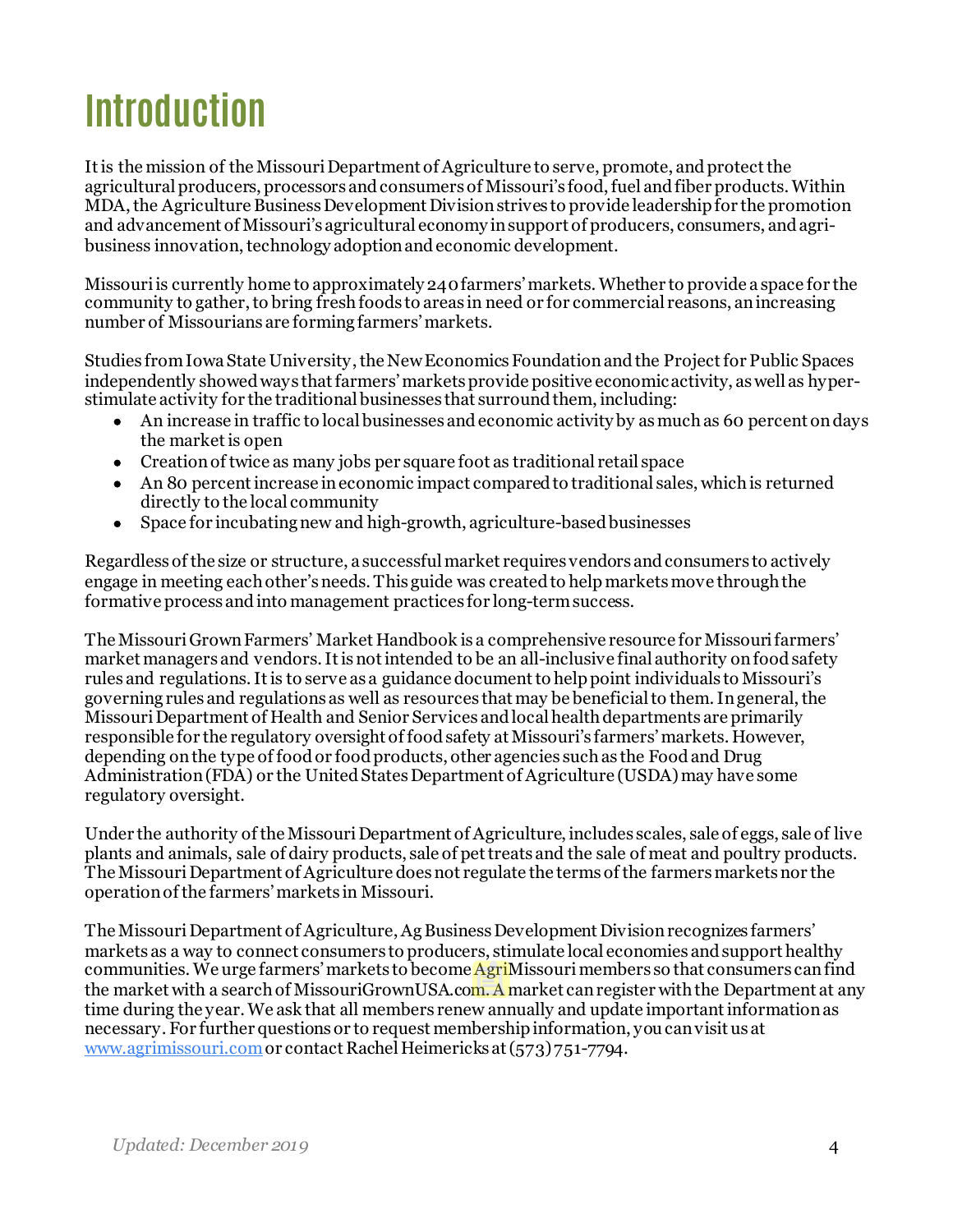# Introduction

It is the mission of the Missouri Department of Agriculture to serve, promote, and protect the agricultural producers, processors and consumers of Missouri's food, fuel and fiber products. Within MDA, the Agriculture Business Development Division strives to provide leadership for the promotion and advancement of Missouri's agricultural economy in support of producers, consumers, and agri-business innovation, technology adoption and economic development.

Missouri is currently home to approximately 240 farmers' markets. Whether to provide a space for the community to gather, to bring fresh foods to areas in need or for commercial reasons, an increasing number of Missourians are forming farmers' markets.

Studies from Iowa State University, the New Economics Foundation and the Project for Public Spaces independently showed ways that farmers' markets provide positive economic activity, as well as hyper-stimulate activity for the traditional businesses that surround them, including:

- An increase in traffic to local businesses and economic activity by as much as 60 percent on days the market is open
- Creation of twice as many jobs per square foot as traditional retail space
- An 80 percent increase in economic impact compared to traditional sales, which is returned directly to the local community
- Space for incubating new and high-growth, agriculture-based businesses

Regardless of the size or structure, a successful market requires vendors and consumers to actively engage in meeting each other's needs. This guide was created to help markets move through the formative process and into management practices for long-term success.

The Missouri Grown Farmers' Market Handbook is a comprehensive resource for Missouri farmers' market managers and vendors. It is not intended to be an all-inclusive final authority on food safety rules and regulations. It is to serve as a guidance document to help point individuals to Missouri's governing rules and regulations as well as resources that may be beneficial to them. In general, the Missouri Department of Health and Senior Services and local health departments are primarily responsible for the regulatory oversight of food safety at Missouri's farmers' markets. However, depending on the type of food or food products, other agencies such as the Food and Drug Administration (FDA) or the United States Department of Agriculture (USDA) may have some regulatory oversight.

Under the authority of the Missouri Department of Agriculture, includes scales, sale of eggs, sale of live plants and animals, sale of dairy products, sale of pet treats and the sale of meat and poultry products. The Missouri Department of Agriculture does not regulate the terms of the farmers markets nor the operation of the farmers' markets in Missouri.

The Missouri Department of Agriculture, Ag Business Development Division recognizes farmers' markets as a way to connect consumers to producers, stimulate local economies and support healthy communities. We urge farmers' markets to become AgriMissouri members so that consumers can find the market with a search of MissouriGrownUSA.com. A market can register with the Department at any time during the year. We ask that all members renew annually and update important information as necessary. For further questions or to request membership information, you can visit us at www.agrimissouri.com or contact Rachel Heimericks at (573) 751-7794.

*Updated: December 2019*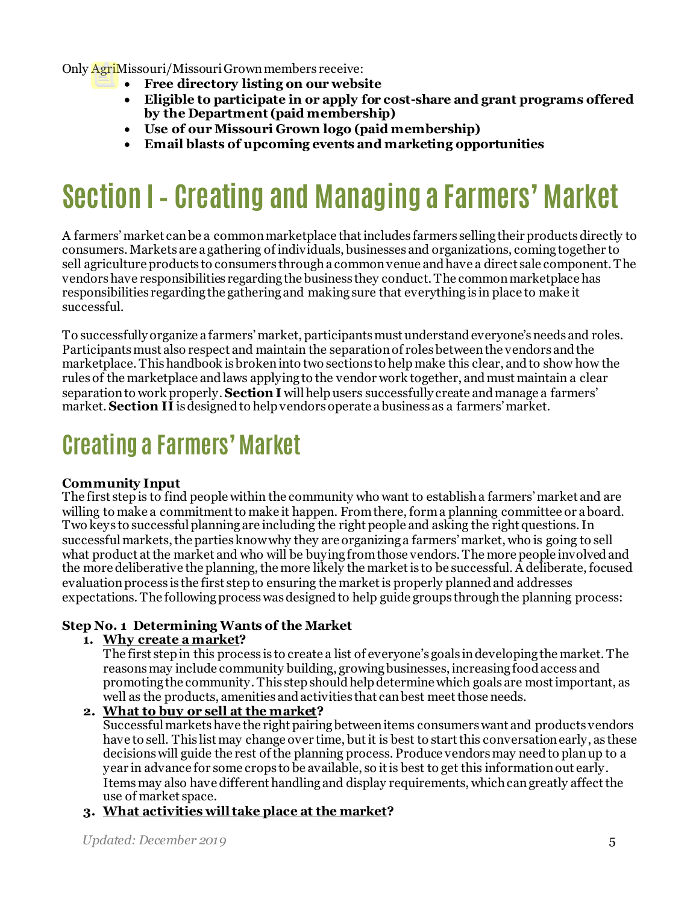Only AgriMissouri/Missouri Grown members receive:

- **Free directory listing on our website**
- **Eligible to participate in or apply for cost-share and grant programs offered by the Department (paid membership)**
- **Use of our Missouri Grown logo (paid membership)**
- **Email blasts of upcoming events and marketing opportunities**

# Section I - Creating and Managing a Farmers' Market

A farmers' market can be a common marketplace that includes farmers selling their products directly to consumers. Markets are a gathering of individuals, businesses and organizations, coming together to sell agriculture products to consumers through a common venue and have a direct sale component. The vendors have responsibilities regarding the business they conduct. The common marketplace has responsibilities regarding the gathering and making sure that everything is in place to make it successful.

To successfully organize a farmers' market, participants must understand everyone's needs and roles. Participants must also respect and maintain the separation of roles between the vendors and the marketplace. This handbook is broken into two sections to help make this clear, and to show how the rules of the marketplace and laws applying to the vendor work together, and must maintain a clear separation to work properly. **Section I** will help users successfully create and manage a farmers' market. **Section II** is designed to help vendors operate a business as a farmers' market.

## Creating a Farmers' Market

**Community Input**

The first step is to find people within the community who want to establish a farmers' market and are willing to make a commitment to make it happen. From there, form a planning committee or a board. Two keys to successful planning are including the right people and asking the right questions. In successful markets, the parties know why they are organizing a farmers' market, who is going to sell what product at the market and who will be buying from those vendors. The more people involved and the more deliberative the planning, the more likely the market is to be successful. A deliberate, focused evaluation process is the first step to ensuring the market is properly planned and addresses expectations. The following process was designed to help guide groups through the planning process:

**Step No. 1 Determining Wants of the Market**

1. **Why create a market?**
   The first step in this process is to create a list of everyone's goals in developing the market. The reasons may include community building, growing businesses, increasing food access and promoting the community. This step should help determine which goals are most important, as well as the products, amenities and activities that can best meet those needs.
2. **What to buy or sell at the market?**
   Successful markets have the right pairing between items consumers want and products vendors have to sell. This list may change over time, but it is best to start this conversation early, as these decisions will guide the rest of the planning process. Produce vendors may need to plan up to a year in advance for some crops to be available, so it is best to get this information out early. Items may also have different handling and display requirements, which can greatly affect the use of market space.
3. **What activities will take place at the market?**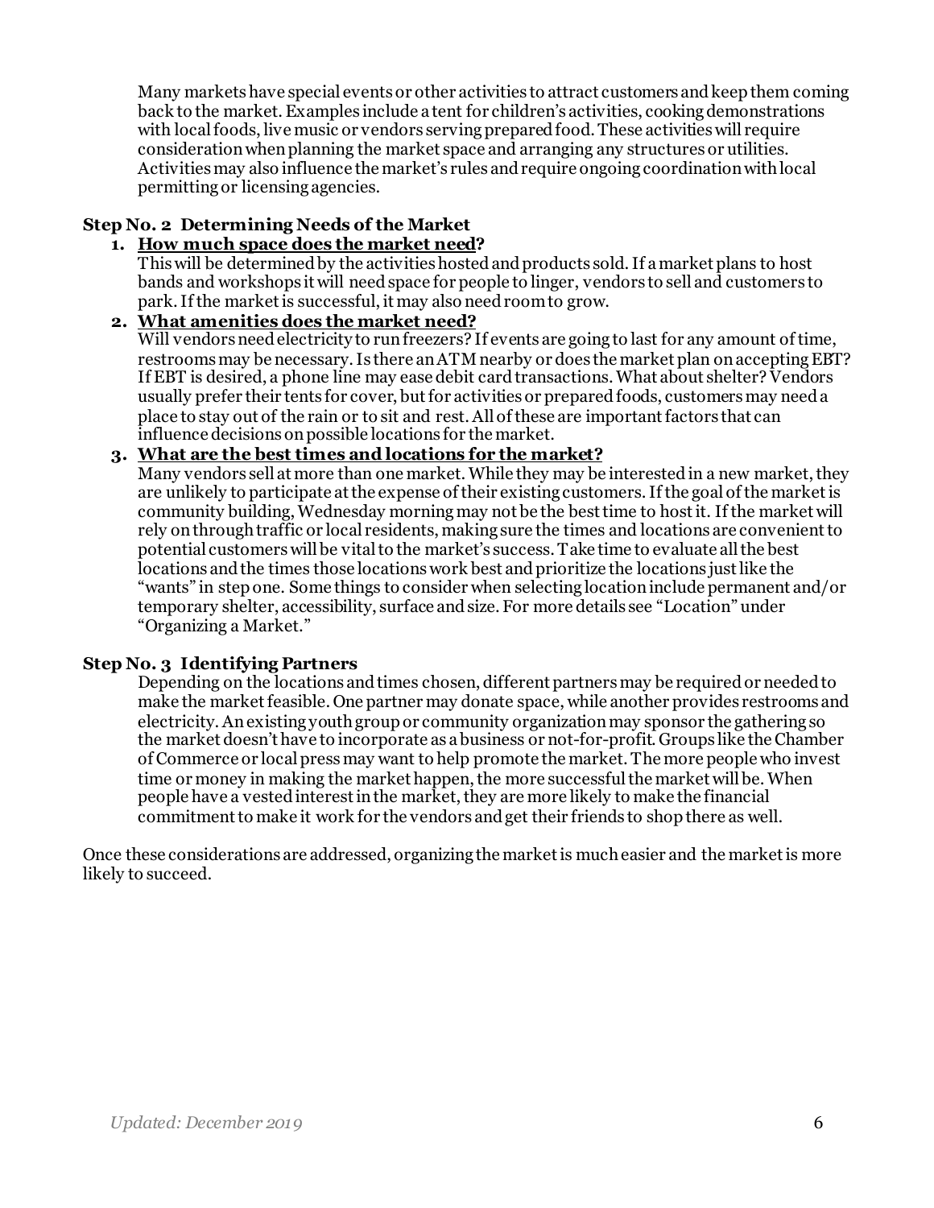Many markets have special events or other activities to attract customers and keep them coming back to the market. Examples include a tent for children's activities, cooking demonstrations with local foods, live music or vendors serving prepared food. These activities will require consideration when planning the market space and arranging any structures or utilities. Activities may also influence the market's rules and require ongoing coordination with local permitting or licensing agencies.

### Step No. 2 Determining Needs of the Market

1. **<u>How much space does the market need</u>?**
   This will be determined by the activities hosted and products sold. If a market plans to host bands and workshops it will need space for people to linger, vendors to sell and customers to park. If the market is successful, it may also need room to grow.
2. **<u>What amenities does the market need?</u>**
   Will vendors need electricity to run freezers? If events are going to last for any amount of time, restrooms may be necessary. Is there an ATM nearby or does the market plan on accepting EBT? If EBT is desired, a phone line may ease debit card transactions. What about shelter? Vendors usually prefer their tents for cover, but for activities or prepared foods, customers may need a place to stay out of the rain or to sit and rest. All of these are important factors that can influence decisions on possible locations for the market.
3. **<u>What are the best times and locations for the market?</u>**
   Many vendors sell at more than one market. While they may be interested in a new market, they are unlikely to participate at the expense of their existing customers. If the goal of the market is community building, Wednesday morning may not be the best time to host it. If the market will rely on through traffic or local residents, making sure the times and locations are convenient to potential customers will be vital to the market's success. Take time to evaluate all the best locations and the times those locations work best and prioritize the locations just like the "wants" in step one. Some things to consider when selecting location include permanent and/or temporary shelter, accessibility, surface and size. For more details see "Location" under "Organizing a Market."

### Step No. 3 Identifying Partners

Depending on the locations and times chosen, different partners may be required or needed to make the market feasible. One partner may donate space, while another provides restrooms and electricity. An existing youth group or community organization may sponsor the gathering so the market doesn't have to incorporate as a business or not-for-profit. Groups like the Chamber of Commerce or local press may want to help promote the market. The more people who invest time or money in making the market happen, the more successful the market will be. When people have a vested interest in the market, they are more likely to make the financial commitment to make it work for the vendors and get their friends to shop there as well.

Once these considerations are addressed, organizing the market is much easier and the market is more likely to succeed.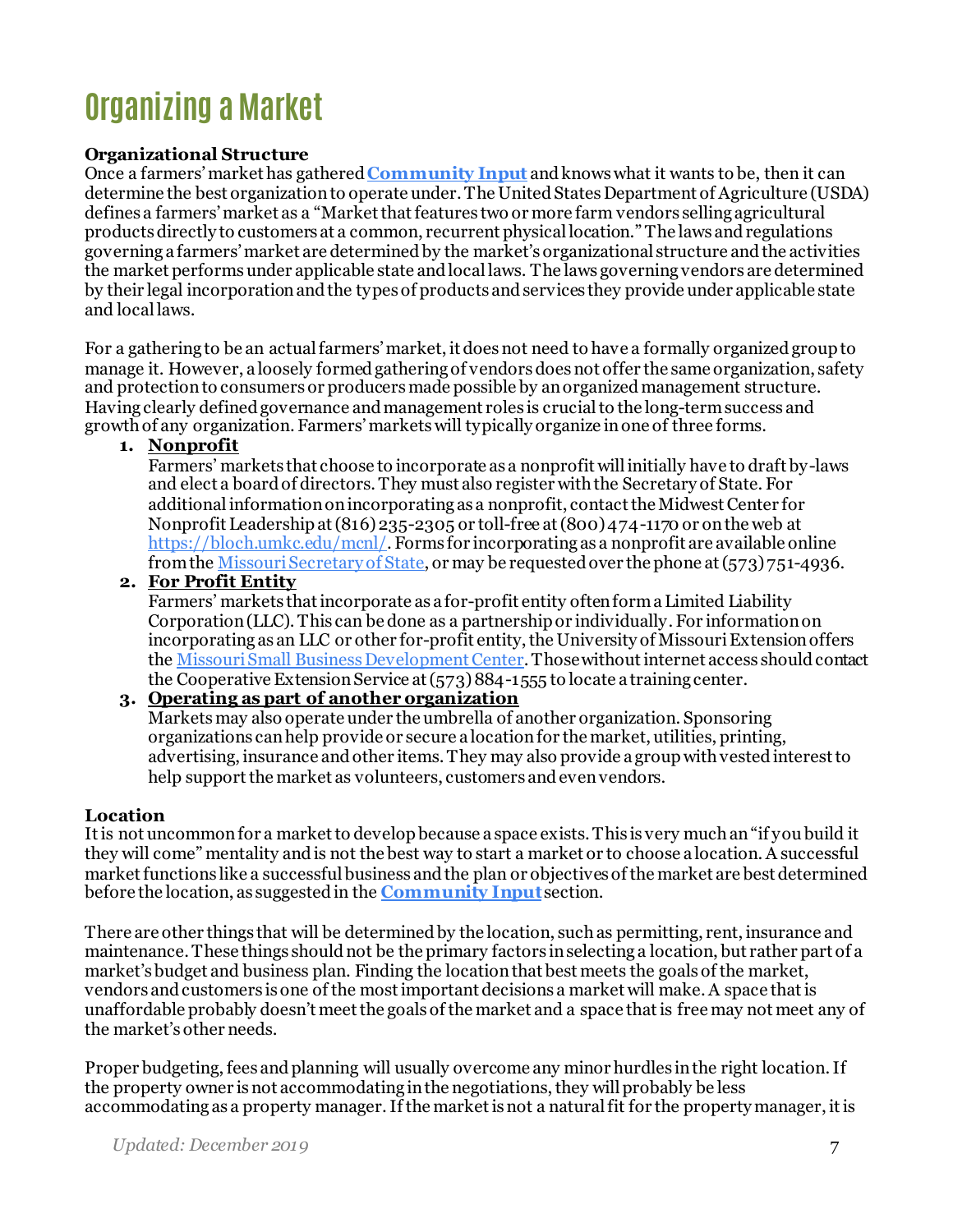# Organizing a Market

**Organizational Structure**

Once a farmers' market has gathered **[Community Input](#)** and knows what it wants to be, then it can determine the best organization to operate under. The United States Department of Agriculture (USDA) defines a farmers' market as a "Market that features two or more farm vendors selling agricultural products directly to customers at a common, recurrent physical location." The laws and regulations governing a farmers' market are determined by the market's organizational structure and the activities the market performs under applicable state and local laws. The laws governing vendors are determined by their legal incorporation and the types of products and services they provide under applicable state and local laws.

For a gathering to be an actual farmers' market, it does not need to have a formally organized group to manage it. However, a loosely formed gathering of vendors does not offer the same organization, safety and protection to consumers or producers made possible by an organized management structure. Having clearly defined governance and management roles is crucial to the long-term success and growth of any organization. Farmers' markets will typically organize in one of three forms.

1. **Nonprofit**
   Farmers' markets that choose to incorporate as a nonprofit will initially have to draft by-laws and elect a board of directors. They must also register with the Secretary of State. For additional information on incorporating as a nonprofit, contact the Midwest Center for Nonprofit Leadership at (816) 235-2305 or toll-free at (800) 474-1170 or on the web at https://bloch.umkc.edu/mcnl/. Forms for incorporating as a nonprofit are available online from the [Missouri Secretary of State](#), or may be requested over the phone at (573) 751-4936.
2. **For Profit Entity**
   Farmers' markets that incorporate as a for-profit entity often form a Limited Liability Corporation (LLC). This can be done as a partnership or individually. For information on incorporating as an LLC or other for-profit entity, the University of Missouri Extension offers the [Missouri Small Business Development Center](#). Those without internet access should contact the Cooperative Extension Service at (573) 884-1555 to locate a training center.
3. **Operating as part of another organization**
   Markets may also operate under the umbrella of another organization. Sponsoring organizations can help provide or secure a location for the market, utilities, printing, advertising, insurance and other items. They may also provide a group with vested interest to help support the market as volunteers, customers and even vendors.

**Location**

It is not uncommon for a market to develop because a space exists. This is very much an "if you build it they will come" mentality and is not the best way to start a market or to choose a location. A successful market functions like a successful business and the plan or objectives of the market are best determined before the location, as suggested in the **[Community Input](#)** section.

There are other things that will be determined by the location, such as permitting, rent, insurance and maintenance. These things should not be the primary factors in selecting a location, but rather part of a market's budget and business plan. Finding the location that best meets the goals of the market, vendors and customers is one of the most important decisions a market will make. A space that is unaffordable probably doesn't meet the goals of the market and a space that is free may not meet any of the market's other needs.

Proper budgeting, fees and planning will usually overcome any minor hurdles in the right location. If the property owner is not accommodating in the negotiations, they will probably be less accommodating as a property manager. If the market is not a natural fit for the property manager, it is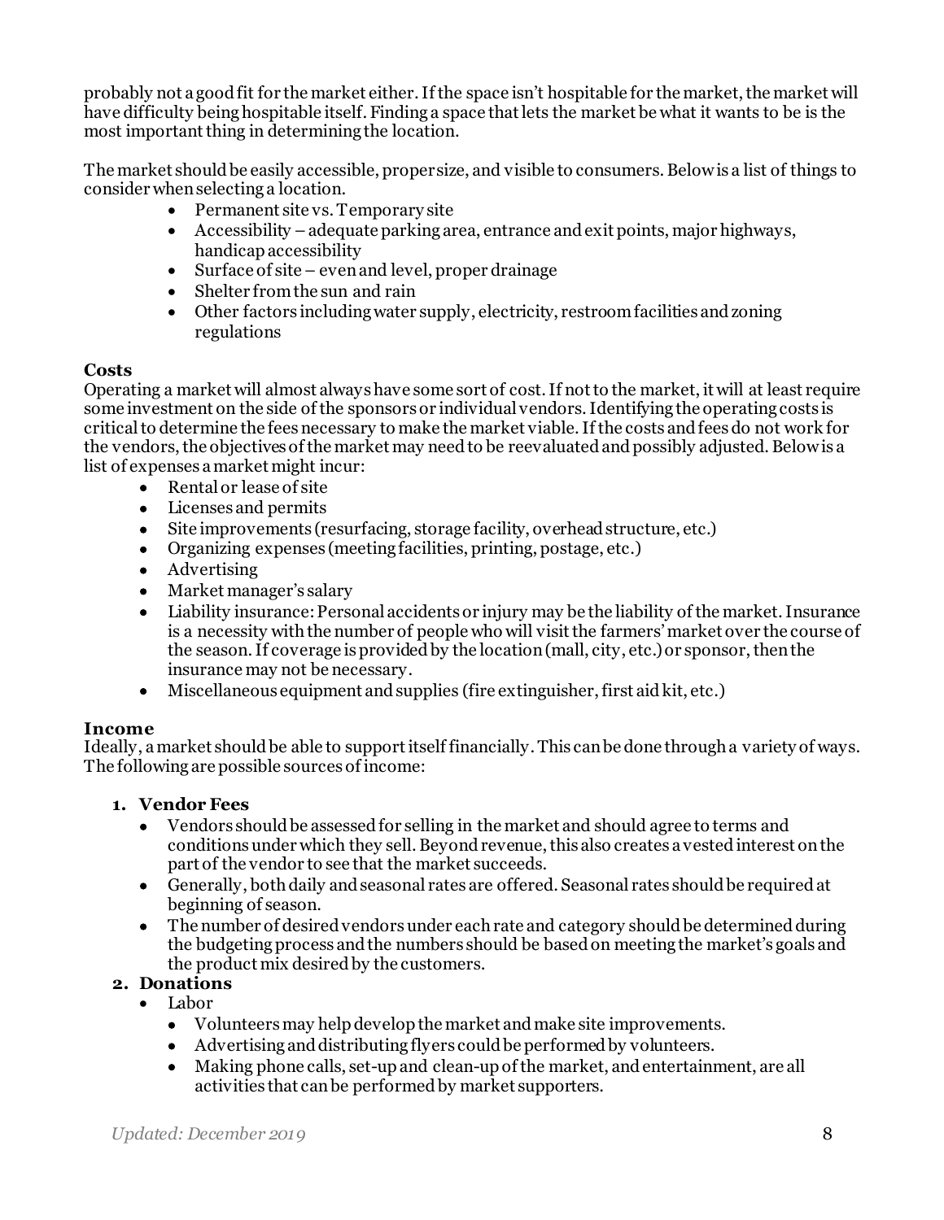probably not a good fit for the market either. If the space isn't hospitable for the market, the market will have difficulty being hospitable itself. Finding a space that lets the market be what it wants to be is the most important thing in determining the location.

The market should be easily accessible, proper size, and visible to consumers. Below is a list of things to consider when selecting a location.

- Permanent site vs. Temporary site
- Accessibility – adequate parking area, entrance and exit points, major highways, handicap accessibility
- Surface of site – even and level, proper drainage
- Shelter from the sun and rain
- Other factors including water supply, electricity, restroom facilities and zoning regulations

### Costs

Operating a market will almost always have some sort of cost. If not to the market, it will at least require some investment on the side of the sponsors or individual vendors. Identifying the operating costs is critical to determine the fees necessary to make the market viable. If the costs and fees do not work for the vendors, the objectives of the market may need to be reevaluated and possibly adjusted. Below is a list of expenses a market might incur:

- Rental or lease of site
- Licenses and permits
- Site improvements (resurfacing, storage facility, overhead structure, etc.)
- Organizing expenses (meeting facilities, printing, postage, etc.)
- Advertising
- Market manager's salary
- Liability insurance: Personal accidents or injury may be the liability of the market. Insurance is a necessity with the number of people who will visit the farmers' market over the course of the season. If coverage is provided by the location (mall, city, etc.) or sponsor, then the insurance may not be necessary.
- Miscellaneous equipment and supplies (fire extinguisher, first aid kit, etc.)

### Income

Ideally, a market should be able to support itself financially. This can be done through a variety of ways. The following are possible sources of income:

1. **Vendor Fees**
   - Vendors should be assessed for selling in the market and should agree to terms and conditions under which they sell. Beyond revenue, this also creates a vested interest on the part of the vendor to see that the market succeeds.
   - Generally, both daily and seasonal rates are offered. Seasonal rates should be required at beginning of season.
   - The number of desired vendors under each rate and category should be determined during the budgeting process and the numbers should be based on meeting the market's goals and the product mix desired by the customers.
2. **Donations**
   - Labor
     - Volunteers may help develop the market and make site improvements.
     - Advertising and distributing flyers could be performed by volunteers.
     - Making phone calls, set-up and clean-up of the market, and entertainment, are all activities that can be performed by market supporters.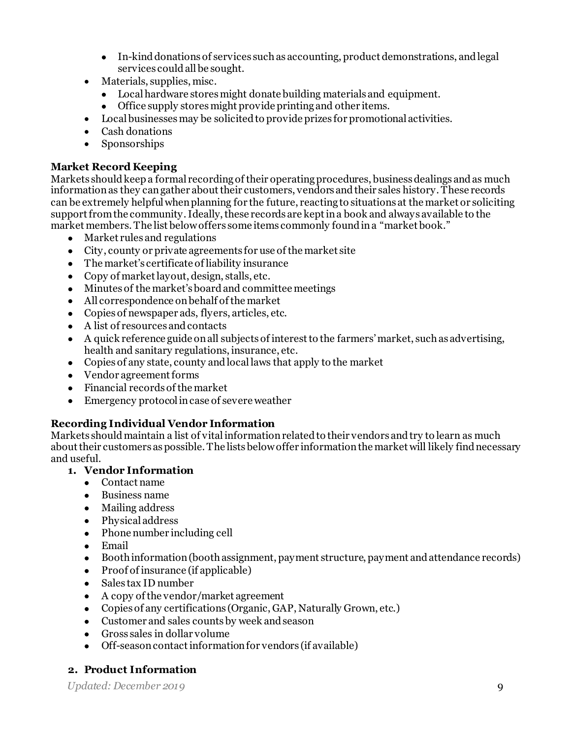- In-kind donations of services such as accounting, product demonstrations, and legal services could all be sought.
- Materials, supplies, misc.
  - Local hardware stores might donate building materials and equipment.
  - Office supply stores might provide printing and other items.
- Local businesses may be solicited to provide prizes for promotional activities.
- Cash donations
- Sponsorships

**Market Record Keeping**

Markets should keep a formal recording of their operating procedures, business dealings and as much information as they can gather about their customers, vendors and their sales history. These records can be extremely helpful when planning for the future, reacting to situations at the market or soliciting support from the community. Ideally, these records are kept in a book and always available to the market members. The list below offers some items commonly found in a "market book."

- Market rules and regulations
- City, county or private agreements for use of the market site
- The market's certificate of liability insurance
- Copy of market layout, design, stalls, etc.
- Minutes of the market's board and committee meetings
- All correspondence on behalf of the market
- Copies of newspaper ads, flyers, articles, etc.
- A list of resources and contacts
- A quick reference guide on all subjects of interest to the farmers' market, such as advertising, health and sanitary regulations, insurance, etc.
- Copies of any state, county and local laws that apply to the market
- Vendor agreement forms
- Financial records of the market
- Emergency protocol in case of severe weather

**Recording Individual Vendor Information**

Markets should maintain a list of vital information related to their vendors and try to learn as much about their customers as possible. The lists below offer information the market will likely find necessary and useful.

1. **Vendor Information**
   - Contact name
   - Business name
   - Mailing address
   - Physical address
   - Phone number including cell
   - Email
   - Booth information (booth assignment, payment structure, payment and attendance records)
   - Proof of insurance (if applicable)
   - Sales tax ID number
   - A copy of the vendor/market agreement
   - Copies of any certifications (Organic, GAP, Naturally Grown, etc.)
   - Customer and sales counts by week and season
   - Gross sales in dollar volume
   - Off-season contact information for vendors (if available)

2. **Product Information**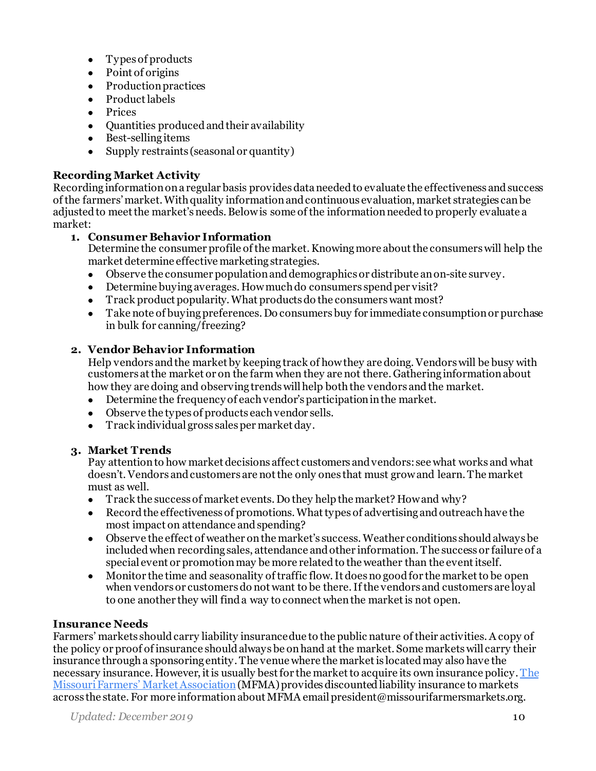- Types of products
- Point of origins
- Production practices
- Product labels
- Prices
- Quantities produced and their availability
- Best-selling items
- Supply restraints (seasonal or quantity)

**Recording Market Activity**

Recording information on a regular basis provides data needed to evaluate the effectiveness and success of the farmers' market. With quality information and continuous evaluation, market strategies can be adjusted to meet the market's needs. Below is some of the information needed to properly evaluate a market:

1. **Consumer Behavior Information**
   Determine the consumer profile of the market. Knowing more about the consumers will help the market determine effective marketing strategies.
   - Observe the consumer population and demographics or distribute an on-site survey.
   - Determine buying averages. How much do consumers spend per visit?
   - Track product popularity. What products do the consumers want most?
   - Take note of buying preferences. Do consumers buy for immediate consumption or purchase in bulk for canning/freezing?

2. **Vendor Behavior Information**
   Help vendors and the market by keeping track of how they are doing. Vendors will be busy with customers at the market or on the farm when they are not there. Gathering information about how they are doing and observing trends will help both the vendors and the market.
   - Determine the frequency of each vendor's participation in the market.
   - Observe the types of products each vendor sells.
   - Track individual gross sales per market day.

3. **Market Trends**
   Pay attention to how market decisions affect customers and vendors: see what works and what doesn't. Vendors and customers are not the only ones that must grow and learn. The market must as well.
   - Track the success of market events. Do they help the market? How and why?
   - Record the effectiveness of promotions. What types of advertising and outreach have the most impact on attendance and spending?
   - Observe the effect of weather on the market's success. Weather conditions should always be included when recording sales, attendance and other information. The success or failure of a special event or promotion may be more related to the weather than the event itself.
   - Monitor the time and seasonality of traffic flow. It does no good for the market to be open when vendors or customers do not want to be there. If the vendors and customers are loyal to one another they will find a way to connect when the market is not open.

**Insurance Needs**

Farmers' markets should carry liability insurance due to the public nature of their activities. A copy of the policy or proof of insurance should always be on hand at the market. Some markets will carry their insurance through a sponsoring entity. The venue where the market is located may also have the necessary insurance. However, it is usually best for the market to acquire its own insurance policy. The Missouri Farmers' Market Association (MFMA) provides discounted liability insurance to markets across the state. For more information about MFMA email president@missourifarmersmarkets.org.

*Updated: December 2019*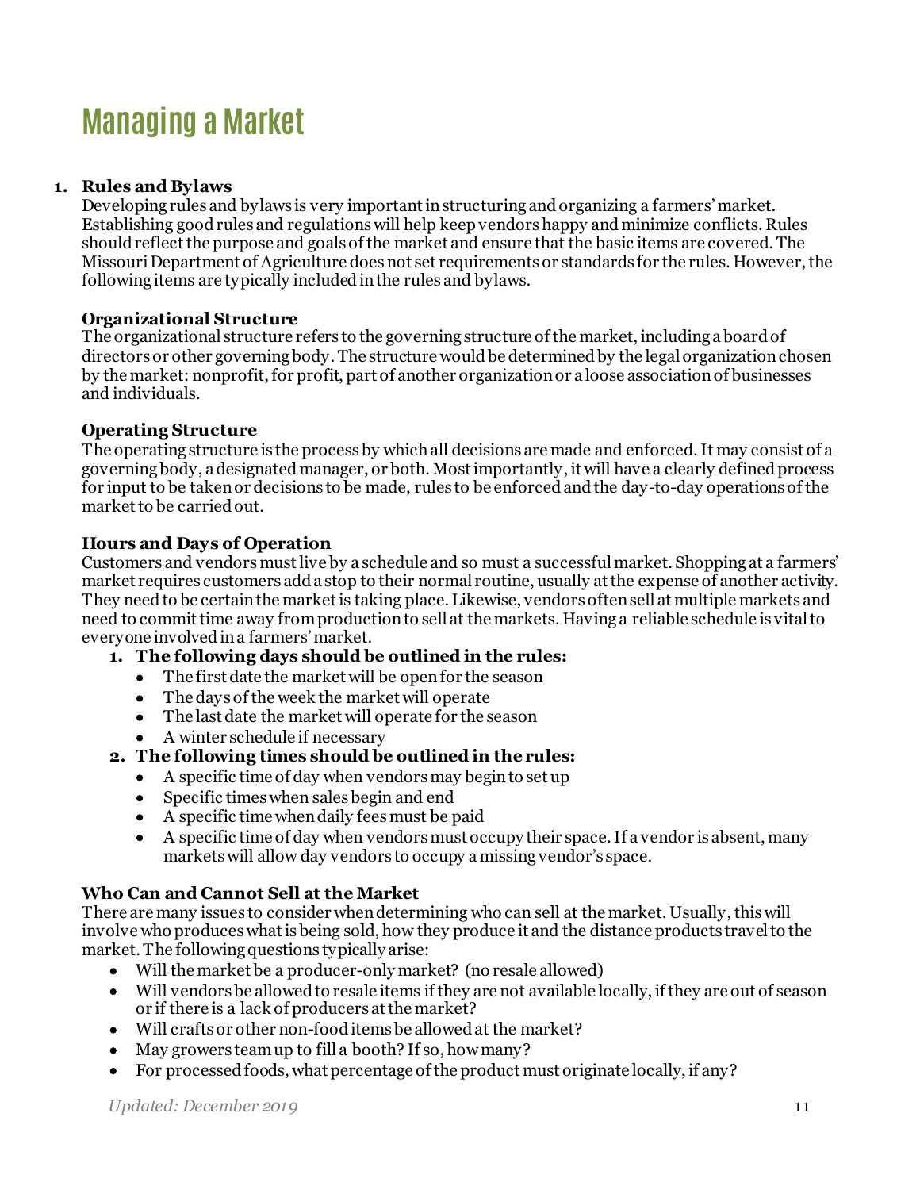# Managing a Market

1. **Rules and Bylaws**

   Developing rules and bylaws is very important in structuring and organizing a farmers' market. Establishing good rules and regulations will help keep vendors happy and minimize conflicts. Rules should reflect the purpose and goals of the market and ensure that the basic items are covered. The Missouri Department of Agriculture does not set requirements or standards for the rules. However, the following items are typically included in the rules and bylaws.

   **Organizational Structure**

   The organizational structure refers to the governing structure of the market, including a board of directors or other governing body. The structure would be determined by the legal organization chosen by the market: nonprofit, for profit, part of another organization or a loose association of businesses and individuals.

   **Operating Structure**

   The operating structure is the process by which all decisions are made and enforced. It may consist of a governing body, a designated manager, or both. Most importantly, it will have a clearly defined process for input to be taken or decisions to be made, rules to be enforced and the day-to-day operations of the market to be carried out.

   **Hours and Days of Operation**

   Customers and vendors must live by a schedule and so must a successful market. Shopping at a farmers' market requires customers add a stop to their normal routine, usually at the expense of another activity. They need to be certain the market is taking place. Likewise, vendors often sell at multiple markets and need to commit time away from production to sell at the markets. Having a reliable schedule is vital to everyone involved in a farmers' market.

   1. **The following days should be outlined in the rules:**
      - The first date the market will be open for the season
      - The days of the week the market will operate
      - The last date the market will operate for the season
      - A winter schedule if necessary
   2. **The following times should be outlined in the rules:**
      - A specific time of day when vendors may begin to set up
      - Specific times when sales begin and end
      - A specific time when daily fees must be paid
      - A specific time of day when vendors must occupy their space. If a vendor is absent, many markets will allow day vendors to occupy a missing vendor's space.

   **Who Can and Cannot Sell at the Market**

   There are many issues to consider when determining who can sell at the market. Usually, this will involve who produces what is being sold, how they produce it and the distance products travel to the market. The following questions typically arise:

   - Will the market be a producer-only market? (no resale allowed)
   - Will vendors be allowed to resale items if they are not available locally, if they are out of season or if there is a lack of producers at the market?
   - Will crafts or other non-food items be allowed at the market?
   - May growers team up to fill a booth? If so, how many?
   - For processed foods, what percentage of the product must originate locally, if any?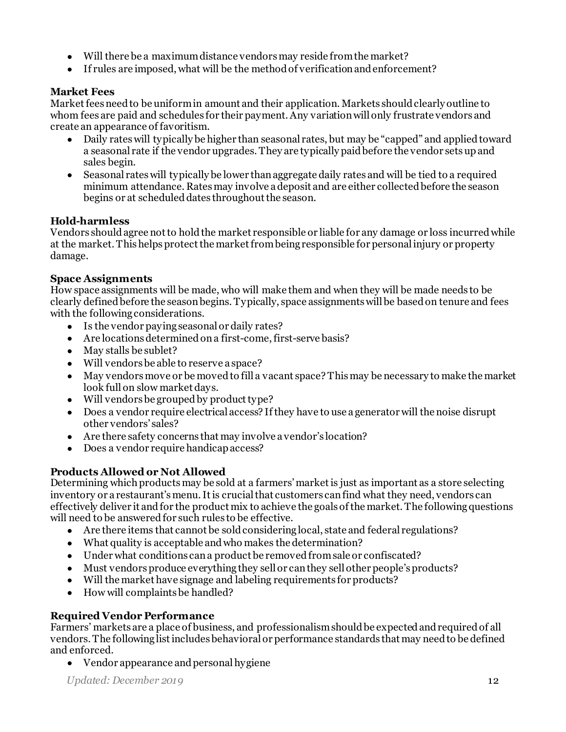- Will there be a maximum distance vendors may reside from the market?
- If rules are imposed, what will be the method of verification and enforcement?

**Market Fees**

Market fees need to be uniform in amount and their application. Markets should clearly outline to whom fees are paid and schedules for their payment. Any variation will only frustrate vendors and create an appearance of favoritism.

- Daily rates will typically be higher than seasonal rates, but may be "capped" and applied toward a seasonal rate if the vendor upgrades. They are typically paid before the vendor sets up and sales begin.
- Seasonal rates will typically be lower than aggregate daily rates and will be tied to a required minimum attendance. Rates may involve a deposit and are either collected before the season begins or at scheduled dates throughout the season.

**Hold-harmless**

Vendors should agree not to hold the market responsible or liable for any damage or loss incurred while at the market. This helps protect the market from being responsible for personal injury or property damage.

**Space Assignments**

How space assignments will be made, who will make them and when they will be made needs to be clearly defined before the season begins. Typically, space assignments will be based on tenure and fees with the following considerations.

- Is the vendor paying seasonal or daily rates?
- Are locations determined on a first-come, first-serve basis?
- May stalls be sublet?
- Will vendors be able to reserve a space?
- May vendors move or be moved to fill a vacant space? This may be necessary to make the market look full on slow market days.
- Will vendors be grouped by product type?
- Does a vendor require electrical access? If they have to use a generator will the noise disrupt other vendors' sales?
- Are there safety concerns that may involve a vendor's location?
- Does a vendor require handicap access?

**Products Allowed or Not Allowed**

Determining which products may be sold at a farmers' market is just as important as a store selecting inventory or a restaurant's menu. It is crucial that customers can find what they need, vendors can effectively deliver it and for the product mix to achieve the goals of the market. The following questions will need to be answered for such rules to be effective.

- Are there items that cannot be sold considering local, state and federal regulations?
- What quality is acceptable and who makes the determination?
- Under what conditions can a product be removed from sale or confiscated?
- Must vendors produce everything they sell or can they sell other people's products?
- Will the market have signage and labeling requirements for products?
- How will complaints be handled?

**Required Vendor Performance**

Farmers' markets are a place of business, and professionalism should be expected and required of all vendors. The following list includes behavioral or performance standards that may need to be defined and enforced.

- Vendor appearance and personal hygiene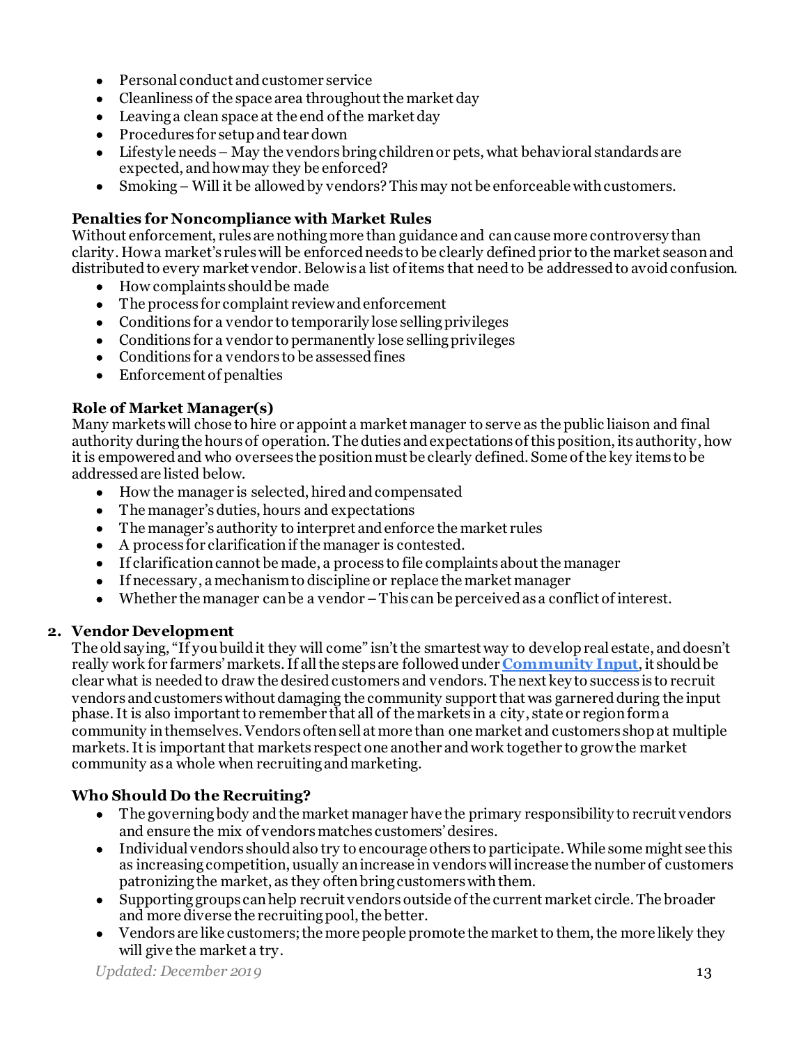- Personal conduct and customer service
- Cleanliness of the space area throughout the market day
- Leaving a clean space at the end of the market day
- Procedures for setup and tear down
- Lifestyle needs – May the vendors bring children or pets, what behavioral standards are expected, and how may they be enforced?
- Smoking – Will it be allowed by vendors? This may not be enforceable with customers.

### Penalties for Noncompliance with Market Rules

Without enforcement, rules are nothing more than guidance and can cause more controversy than clarity. How a market's rules will be enforced needs to be clearly defined prior to the market season and distributed to every market vendor. Below is a list of items that need to be addressed to avoid confusion.

- How complaints should be made
- The process for complaint review and enforcement
- Conditions for a vendor to temporarily lose selling privileges
- Conditions for a vendor to permanently lose selling privileges
- Conditions for a vendors to be assessed fines
- Enforcement of penalties

### Role of Market Manager(s)

Many markets will chose to hire or appoint a market manager to serve as the public liaison and final authority during the hours of operation. The duties and expectations of this position, its authority, how it is empowered and who oversees the position must be clearly defined. Some of the key items to be addressed are listed below.

- How the manager is selected, hired and compensated
- The manager's duties, hours and expectations
- The manager's authority to interpret and enforce the market rules
- A process for clarification if the manager is contested.
- If clarification cannot be made, a process to file complaints about the manager
- If necessary, a mechanism to discipline or replace the market manager
- Whether the manager can be a vendor – This can be perceived as a conflict of interest.

## 2. Vendor Development

The old saying, "If you build it they will come" isn't the smartest way to develop real estate, and doesn't really work for farmers' markets. If all the steps are followed under **Community Input**, it should be clear what is needed to draw the desired customers and vendors. The next key to success is to recruit vendors and customers without damaging the community support that was garnered during the input phase. It is also important to remember that all of the markets in a city, state or region form a community in themselves. Vendors often sell at more than one market and customers shop at multiple markets. It is important that markets respect one another and work together to grow the market community as a whole when recruiting and marketing.

### Who Should Do the Recruiting?

- The governing body and the market manager have the primary responsibility to recruit vendors and ensure the mix of vendors matches customers' desires.
- Individual vendors should also try to encourage others to participate. While some might see this as increasing competition, usually an increase in vendors will increase the number of customers patronizing the market, as they often bring customers with them.
- Supporting groups can help recruit vendors outside of the current market circle. The broader and more diverse the recruiting pool, the better.
- Vendors are like customers; the more people promote the market to them, the more likely they will give the market a try.

*Updated: December 2019*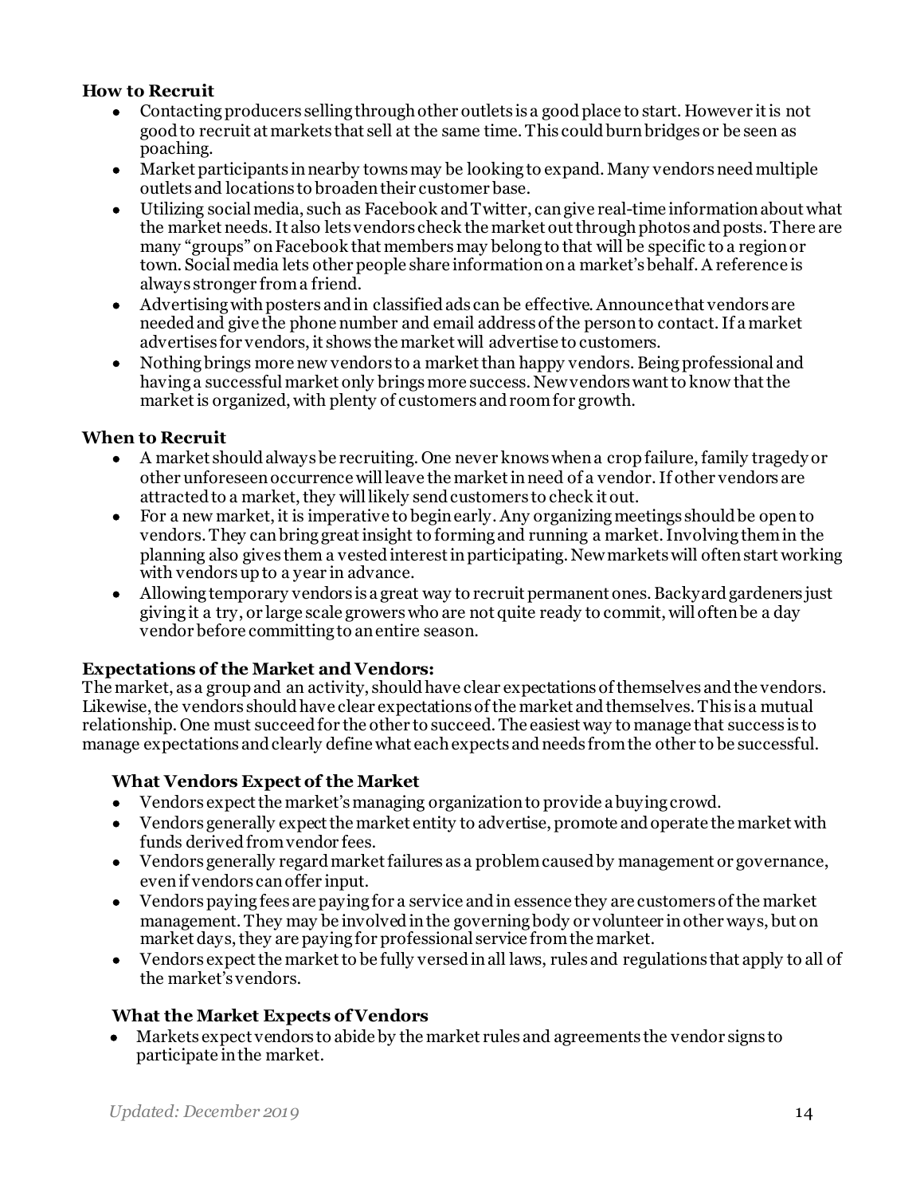### How to Recruit

- Contacting producers selling through other outlets is a good place to start. However it is not good to recruit at markets that sell at the same time. This could burn bridges or be seen as poaching.
- Market participants in nearby towns may be looking to expand. Many vendors need multiple outlets and locations to broaden their customer base.
- Utilizing social media, such as Facebook and Twitter, can give real-time information about what the market needs. It also lets vendors check the market out through photos and posts. There are many "groups" on Facebook that members may belong to that will be specific to a region or town. Social media lets other people share information on a market's behalf. A reference is always stronger from a friend.
- Advertising with posters and in classified ads can be effective. Announce that vendors are needed and give the phone number and email address of the person to contact. If a market advertises for vendors, it shows the market will advertise to customers.
- Nothing brings more new vendors to a market than happy vendors. Being professional and having a successful market only brings more success. New vendors want to know that the market is organized, with plenty of customers and room for growth.

### When to Recruit

- A market should always be recruiting. One never knows when a crop failure, family tragedy or other unforeseen occurrence will leave the market in need of a vendor. If other vendors are attracted to a market, they will likely send customers to check it out.
- For a new market, it is imperative to begin early. Any organizing meetings should be open to vendors. They can bring great insight to forming and running a market. Involving them in the planning also gives them a vested interest in participating. New markets will often start working with vendors up to a year in advance.
- Allowing temporary vendors is a great way to recruit permanent ones. Backyard gardeners just giving it a try, or large scale growers who are not quite ready to commit, will often be a day vendor before committing to an entire season.

### Expectations of the Market and Vendors:

The market, as a group and an activity, should have clear expectations of themselves and the vendors. Likewise, the vendors should have clear expectations of the market and themselves. This is a mutual relationship. One must succeed for the other to succeed. The easiest way to manage that success is to manage expectations and clearly define what each expects and needs from the other to be successful.

#### What Vendors Expect of the Market

- Vendors expect the market's managing organization to provide a buying crowd.
- Vendors generally expect the market entity to advertise, promote and operate the market with funds derived from vendor fees.
- Vendors generally regard market failures as a problem caused by management or governance, even if vendors can offer input.
- Vendors paying fees are paying for a service and in essence they are customers of the market management. They may be involved in the governing body or volunteer in other ways, but on market days, they are paying for professional service from the market.
- Vendors expect the market to be fully versed in all laws, rules and regulations that apply to all of the market's vendors.

#### What the Market Expects of Vendors

- Markets expect vendors to abide by the market rules and agreements the vendor signs to participate in the market.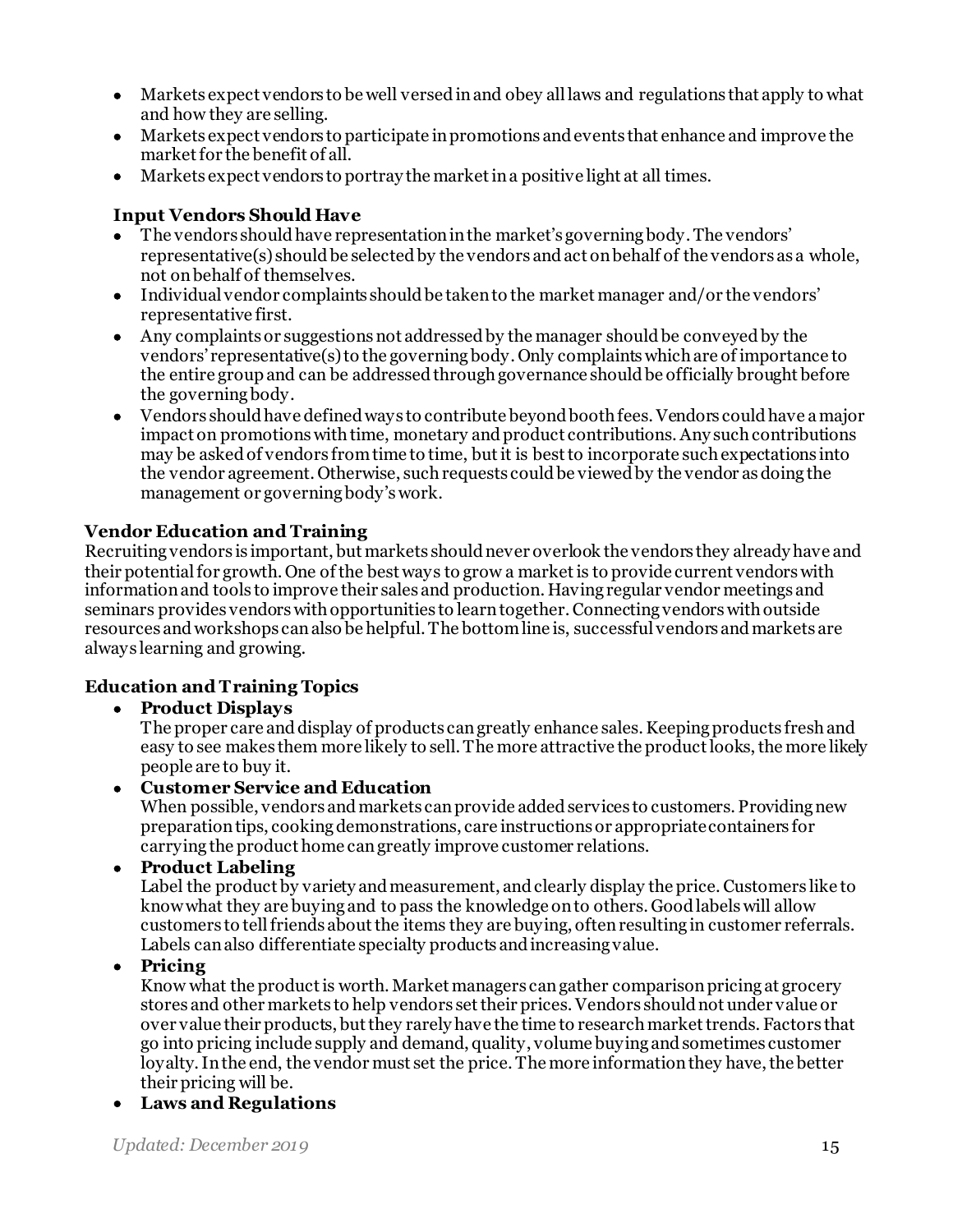- Markets expect vendors to be well versed in and obey all laws and regulations that apply to what and how they are selling.
- Markets expect vendors to participate in promotions and events that enhance and improve the market for the benefit of all.
- Markets expect vendors to portray the market in a positive light at all times.

### Input Vendors Should Have

- The vendors should have representation in the market's governing body. The vendors' representative(s) should be selected by the vendors and act on behalf of the vendors as a whole, not on behalf of themselves.
- Individual vendor complaints should be taken to the market manager and/or the vendors' representative first.
- Any complaints or suggestions not addressed by the manager should be conveyed by the vendors' representative(s) to the governing body. Only complaints which are of importance to the entire group and can be addressed through governance should be officially brought before the governing body.
- Vendors should have defined ways to contribute beyond booth fees. Vendors could have a major impact on promotions with time, monetary and product contributions. Any such contributions may be asked of vendors from time to time, but it is best to incorporate such expectations into the vendor agreement. Otherwise, such requests could be viewed by the vendor as doing the management or governing body's work.

## Vendor Education and Training

Recruiting vendors is important, but markets should never overlook the vendors they already have and their potential for growth. One of the best ways to grow a market is to provide current vendors with information and tools to improve their sales and production. Having regular vendor meetings and seminars provides vendors with opportunities to learn together. Connecting vendors with outside resources and workshops can also be helpful. The bottom line is, successful vendors and markets are always learning and growing.

## Education and Training Topics

- **Product Displays**
  The proper care and display of products can greatly enhance sales. Keeping products fresh and easy to see makes them more likely to sell. The more attractive the product looks, the more likely people are to buy it.
- **Customer Service and Education**
  When possible, vendors and markets can provide added services to customers. Providing new preparation tips, cooking demonstrations, care instructions or appropriate containers for carrying the product home can greatly improve customer relations.
- **Product Labeling**
  Label the product by variety and measurement, and clearly display the price. Customers like to know what they are buying and to pass the knowledge on to others. Good labels will allow customers to tell friends about the items they are buying, often resulting in customer referrals. Labels can also differentiate specialty products and increasing value.
- **Pricing**
  Know what the product is worth. Market managers can gather comparison pricing at grocery stores and other markets to help vendors set their prices. Vendors should not under value or over value their products, but they rarely have the time to research market trends. Factors that go into pricing include supply and demand, quality, volume buying and sometimes customer loyalty. In the end, the vendor must set the price. The more information they have, the better their pricing will be.
- **Laws and Regulations**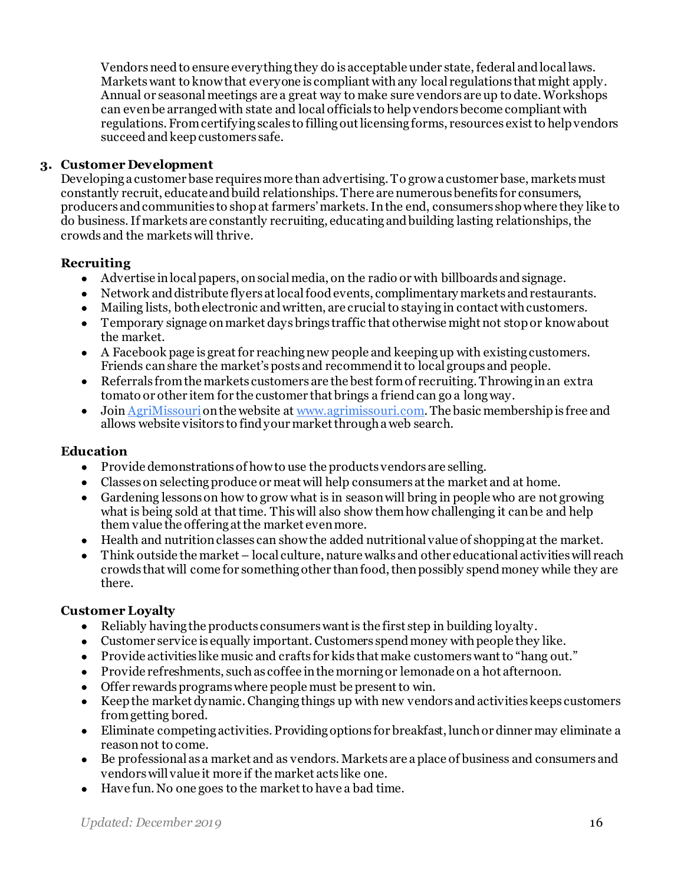Vendors need to ensure everything they do is acceptable under state, federal and local laws. Markets want to know that everyone is compliant with any local regulations that might apply. Annual or seasonal meetings are a great way to make sure vendors are up to date. Workshops can even be arranged with state and local officials to help vendors become compliant with regulations. From certifying scales to filling out licensing forms, resources exist to help vendors succeed and keep customers safe.

3. **Customer Development**

Developing a customer base requires more than advertising. To grow a customer base, markets must constantly recruit, educate and build relationships. There are numerous benefits for consumers, producers and communities to shop at farmers' markets. In the end, consumers shop where they like to do business. If markets are constantly recruiting, educating and building lasting relationships, the crowds and the markets will thrive.

### Recruiting

- Advertise in local papers, on social media, on the radio or with billboards and signage.
- Network and distribute flyers at local food events, complimentary markets and restaurants.
- Mailing lists, both electronic and written, are crucial to staying in contact with customers.
- Temporary signage on market days brings traffic that otherwise might not stop or know about the market.
- A Facebook page is great for reaching new people and keeping up with existing customers. Friends can share the market's posts and recommend it to local groups and people.
- Referrals from the markets customers are the best form of recruiting. Throwing in an extra tomato or other item for the customer that brings a friend can go a long way.
- Join AgriMissouri on the website at www.agrimissouri.com. The basic membership is free and allows website visitors to find your market through a web search.

### Education

- Provide demonstrations of how to use the products vendors are selling.
- Classes on selecting produce or meat will help consumers at the market and at home.
- Gardening lessons on how to grow what is in season will bring in people who are not growing what is being sold at that time. This will also show them how challenging it can be and help them value the offering at the market even more.
- Health and nutrition classes can show the added nutritional value of shopping at the market.
- Think outside the market – local culture, nature walks and other educational activities will reach crowds that will come for something other than food, then possibly spend money while they are there.

### Customer Loyalty

- Reliably having the products consumers want is the first step in building loyalty.
- Customer service is equally important. Customers spend money with people they like.
- Provide activities like music and crafts for kids that make customers want to "hang out."
- Provide refreshments, such as coffee in the morning or lemonade on a hot afternoon.
- Offer rewards programs where people must be present to win.
- Keep the market dynamic. Changing things up with new vendors and activities keeps customers from getting bored.
- Eliminate competing activities. Providing options for breakfast, lunch or dinner may eliminate a reason not to come.
- Be professional as a market and as vendors. Markets are a place of business and consumers and vendors will value it more if the market acts like one.
- Have fun. No one goes to the market to have a bad time.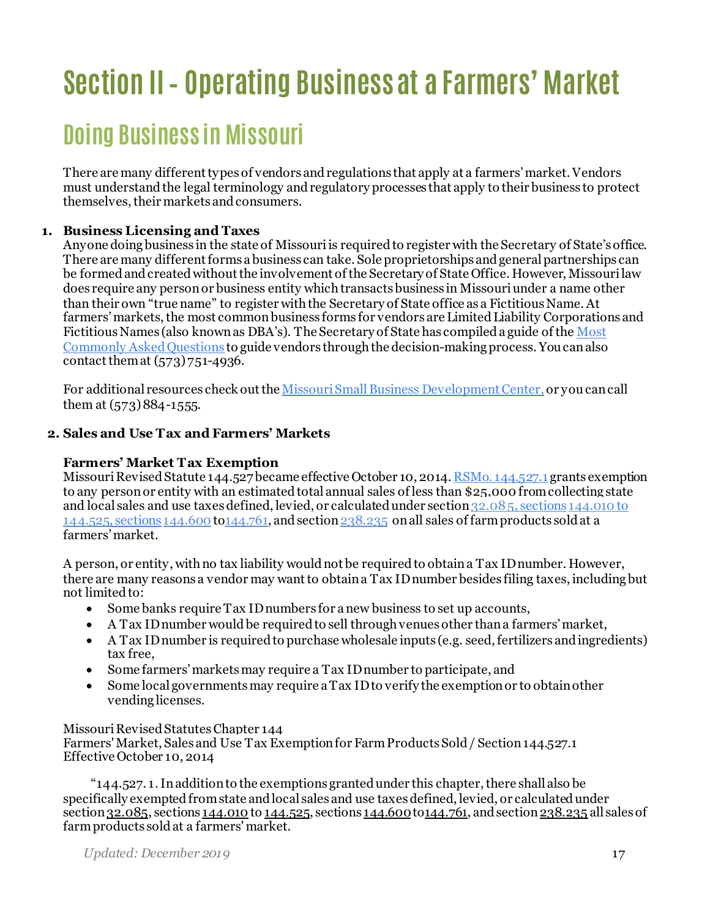# Section II - Operating Business at a Farmers' Market

## Doing Business in Missouri

There are many different types of vendors and regulations that apply at a farmers' market. Vendors must understand the legal terminology and regulatory processes that apply to their business to protect themselves, their markets and consumers.

1. **Business Licensing and Taxes**
   Anyone doing business in the state of Missouri is required to register with the Secretary of State's office. There are many different forms a business can take. Sole proprietorships and general partnerships can be formed and created without the involvement of the Secretary of State Office. However, Missouri law does require any person or business entity which transacts business in Missouri under a name other than their own "true name" to register with the Secretary of State office as a Fictitious Name. At farmers' markets, the most common business forms for vendors are Limited Liability Corporations and Fictitious Names (also known as DBA's). The Secretary of State has compiled a guide of the Most Commonly Asked Questions to guide vendors through the decision-making process. You can also contact them at (573) 751-4936.

   For additional resources check out the Missouri Small Business Development Center, or you can call them at (573) 884-1555.

2. **Sales and Use Tax and Farmers' Markets**

   **Farmers' Market Tax Exemption**
   Missouri Revised Statute 144.527 became effective October 10, 2014. RSMo. 144.527.1 grants exemption to any person or entity with an estimated total annual sales of less than $25,000 from collecting state and local sales and use taxes defined, levied, or calculated under section 32.085, sections 144.010 to 144.525, sections 144.600 to 144.761, and section 238.235 on all sales of farm products sold at a farmers' market.

   A person, or entity, with no tax liability would not be required to obtain a Tax ID number. However, there are many reasons a vendor may want to obtain a Tax ID number besides filing taxes, including but not limited to:
   - Some banks require Tax ID numbers for a new business to set up accounts,
   - A Tax ID number would be required to sell through venues other than a farmers' market,
   - A Tax ID number is required to purchase wholesale inputs (e.g. seed, fertilizers and ingredients) tax free,
   - Some farmers' markets may require a Tax ID number to participate, and
   - Some local governments may require a Tax ID to verify the exemption or to obtain other vending licenses.

   Missouri Revised Statutes Chapter 144
   Farmers' Market, Sales and Use Tax Exemption for Farm Products Sold / Section 144.527.1
   Effective October 10, 2014

   "144.527. 1. In addition to the exemptions granted under this chapter, there shall also be specifically exempted from state and local sales and use taxes defined, levied, or calculated under section 32.085, sections 144.010 to 144.525, sections 144.600 to 144.761, and section 238.235 all sales of farm products sold at a farmers' market.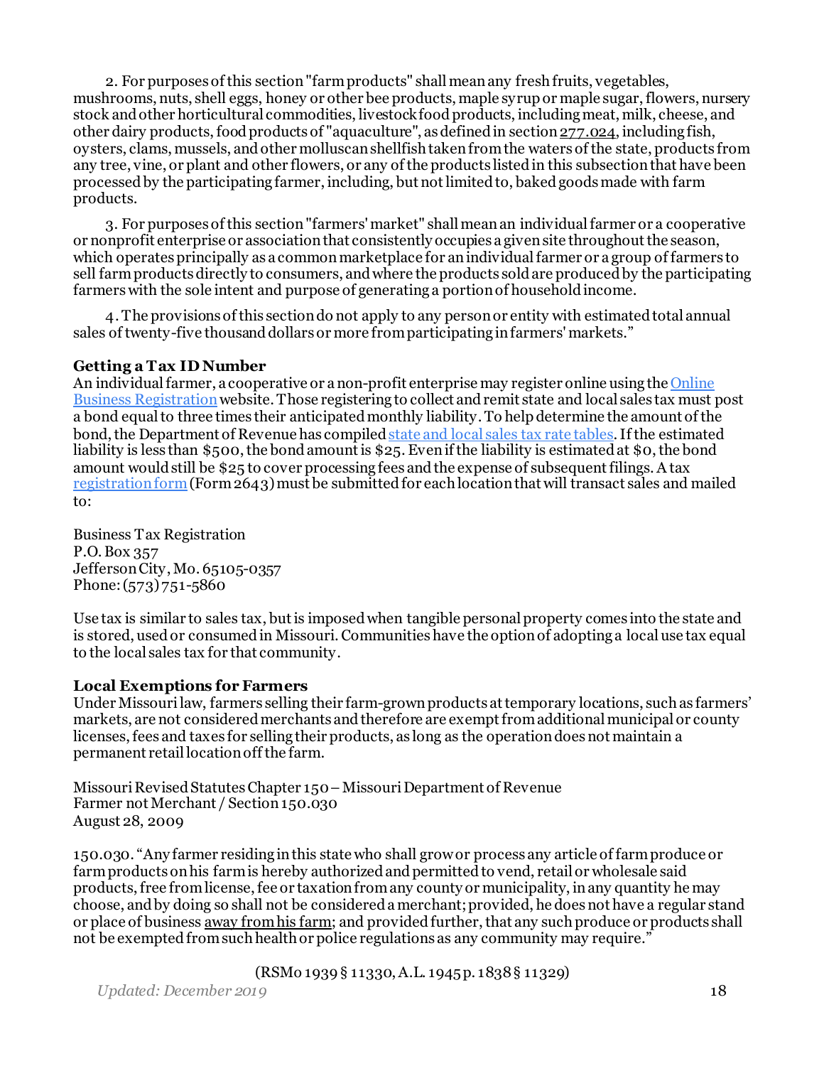2. For purposes of this section "farm products" shall mean any fresh fruits, vegetables, mushrooms, nuts, shell eggs, honey or other bee products, maple syrup or maple sugar, flowers, nursery stock and other horticultural commodities, livestock food products, including meat, milk, cheese, and other dairy products, food products of "aquaculture", as defined in section 277.024, including fish, oysters, clams, mussels, and other molluscan shellfish taken from the waters of the state, products from any tree, vine, or plant and other flowers, or any of the products listed in this subsection that have been processed by the participating farmer, including, but not limited to, baked goods made with farm products.

3. For purposes of this section "farmers' market" shall mean an individual farmer or a cooperative or nonprofit enterprise or association that consistently occupies a given site throughout the season, which operates principally as a common marketplace for an individual farmer or a group of farmers to sell farm products directly to consumers, and where the products sold are produced by the participating farmers with the sole intent and purpose of generating a portion of household income.

4. The provisions of this section do not apply to any person or entity with estimated total annual sales of twenty-five thousand dollars or more from participating in farmers' markets."

**Getting a Tax ID Number**

An individual farmer, a cooperative or a non-profit enterprise may register online using the Online Business Registration website. Those registering to collect and remit state and local sales tax must post a bond equal to three times their anticipated monthly liability. To help determine the amount of the bond, the Department of Revenue has compiled state and local sales tax rate tables. If the estimated liability is less than $500, the bond amount is $25. Even if the liability is estimated at $0, the bond amount would still be $25 to cover processing fees and the expense of subsequent filings. A tax registration form (Form 2643) must be submitted for each location that will transact sales and mailed to:

Business Tax Registration
P.O. Box 357
Jefferson City, Mo. 65105-0357
Phone: (573) 751-5860

Use tax is similar to sales tax, but is imposed when tangible personal property comes into the state and is stored, used or consumed in Missouri. Communities have the option of adopting a local use tax equal to the local sales tax for that community.

**Local Exemptions for Farmers**

Under Missouri law, farmers selling their farm-grown products at temporary locations, such as farmers' markets, are not considered merchants and therefore are exempt from additional municipal or county licenses, fees and taxes for selling their products, as long as the operation does not maintain a permanent retail location off the farm.

Missouri Revised Statutes Chapter 150 – Missouri Department of Revenue
Farmer not Merchant / Section 150.030
August 28, 2009

150.030. "Any farmer residing in this state who shall grow or process any article of farm produce or farm products on his farm is hereby authorized and permitted to vend, retail or wholesale said products, free from license, fee or taxation from any county or municipality, in any quantity he may choose, and by doing so shall not be considered a merchant; provided, he does not have a regular stand or place of business away from his farm; and provided further, that any such produce or products shall not be exempted from such health or police regulations as any community may require."

(RSMo 1939 § 11330, A.L. 1945 p. 1838 § 11329)

*Updated: December 2019*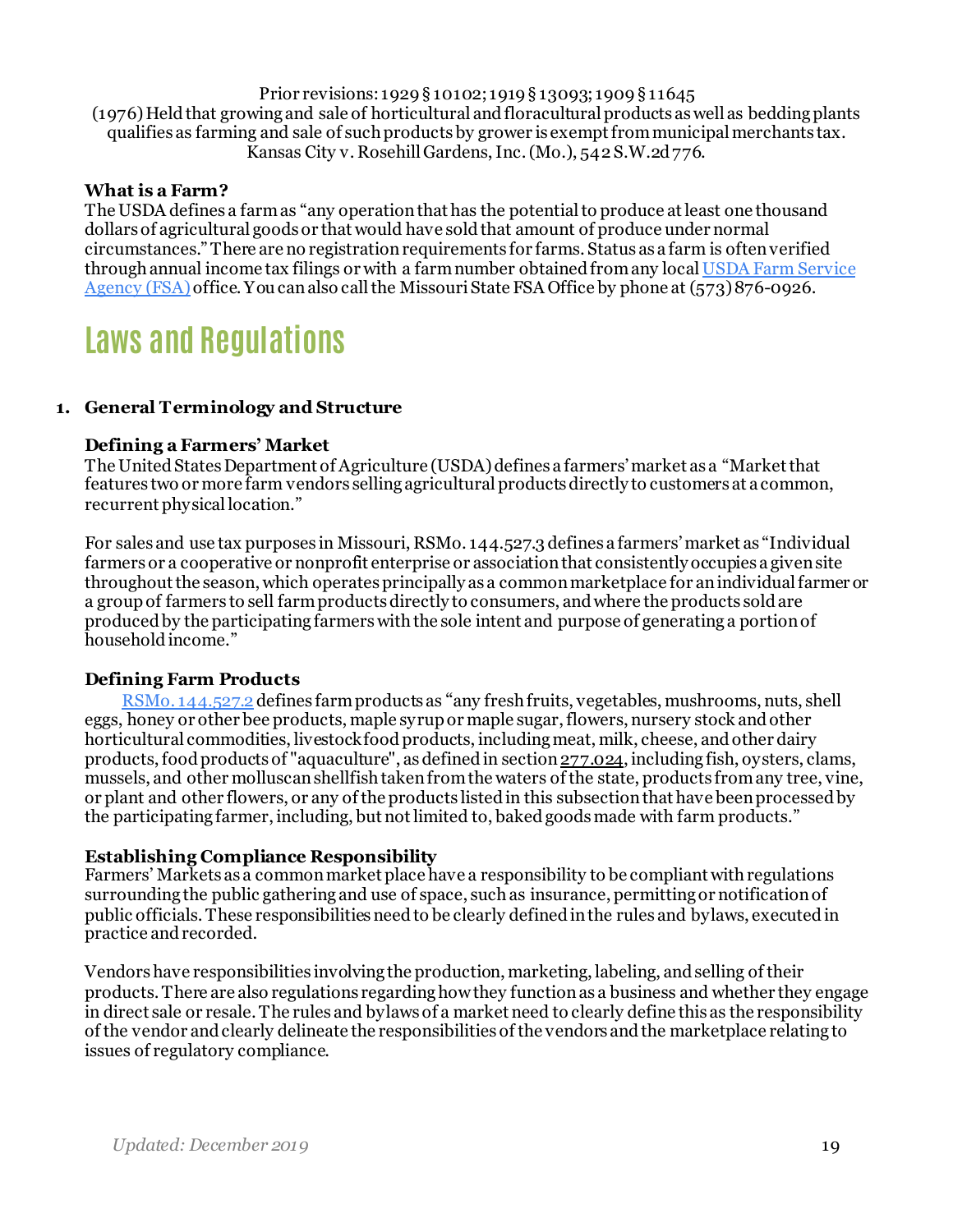Prior revisions: 1929 § 10102; 1919 § 13093; 1909 § 11645
(1976) Held that growing and sale of horticultural and floracultural products as well as bedding plants qualifies as farming and sale of such products by grower is exempt from municipal merchants tax. Kansas City v. Rosehill Gardens, Inc. (Mo.), 542 S.W.2d 776.

**What is a Farm?**
The USDA defines a farm as "any operation that has the potential to produce at least one thousand dollars of agricultural goods or that would have sold that amount of produce under normal circumstances." There are no registration requirements for farms. Status as a farm is often verified through annual income tax filings or with a farm number obtained from any local USDA Farm Service Agency (FSA) office. You can also call the Missouri State FSA Office by phone at (573) 876-0926.

# Laws and Regulations

1. **General Terminology and Structure**

### Defining a Farmers' Market

The United States Department of Agriculture (USDA) defines a farmers' market as a "Market that features two or more farm vendors selling agricultural products directly to customers at a common, recurrent physical location."

For sales and use tax purposes in Missouri, RSMo. 144.527.3 defines a farmers' market as "Individual farmers or a cooperative or nonprofit enterprise or association that consistently occupies a given site throughout the season, which operates principally as a common marketplace for an individual farmer or a group of farmers to sell farm products directly to consumers, and where the products sold are produced by the participating farmers with the sole intent and purpose of generating a portion of household income."

### Defining Farm Products

RSMo. 144.527.2 defines farm products as "any fresh fruits, vegetables, mushrooms, nuts, shell eggs, honey or other bee products, maple syrup or maple sugar, flowers, nursery stock and other horticultural commodities, livestock food products, including meat, milk, cheese, and other dairy products, food products of "aquaculture", as defined in section 277.024, including fish, oysters, clams, mussels, and other molluscan shellfish taken from the waters of the state, products from any tree, vine, or plant and other flowers, or any of the products listed in this subsection that have been processed by the participating farmer, including, but not limited to, baked goods made with farm products."

### Establishing Compliance Responsibility

Farmers' Markets as a common market place have a responsibility to be compliant with regulations surrounding the public gathering and use of space, such as insurance, permitting or notification of public officials. These responsibilities need to be clearly defined in the rules and bylaws, executed in practice and recorded.

Vendors have responsibilities involving the production, marketing, labeling, and selling of their products. There are also regulations regarding how they function as a business and whether they engage in direct sale or resale. The rules and bylaws of a market need to clearly define this as the responsibility of the vendor and clearly delineate the responsibilities of the vendors and the marketplace relating to issues of regulatory compliance.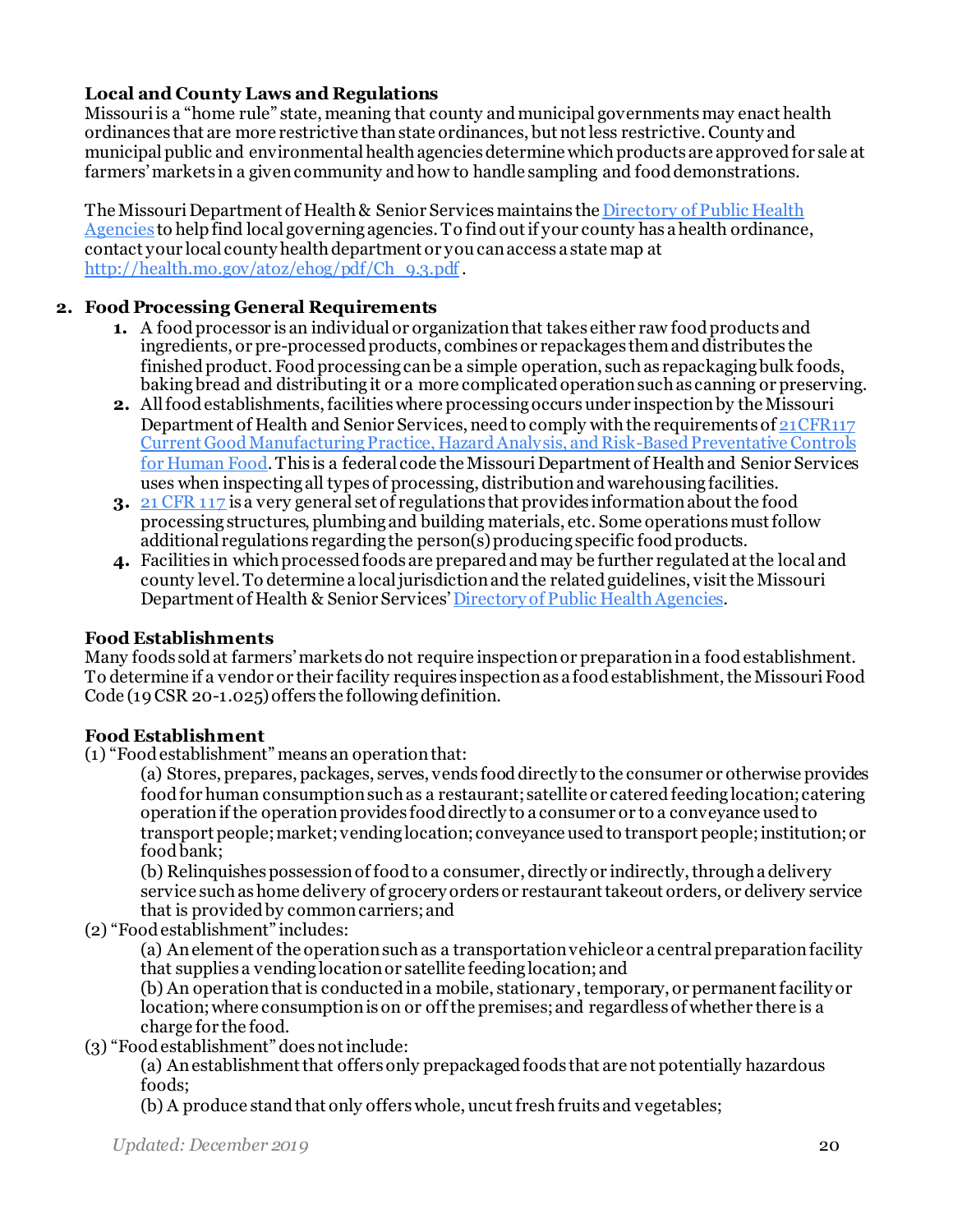### Local and County Laws and Regulations

Missouri is a "home rule" state, meaning that county and municipal governments may enact health ordinances that are more restrictive than state ordinances, but not less restrictive. County and municipal public and environmental health agencies determine which products are approved for sale at farmers' markets in a given community and how to handle sampling and food demonstrations.

The Missouri Department of Health & Senior Services maintains the Directory of Public Health Agencies to help find local governing agencies. To find out if your county has a health ordinance, contact your local county health department or you can access a state map at http://health.mo.gov/atoz/ehog/pdf/Ch_9.3.pdf .

## 2. Food Processing General Requirements

1. A food processor is an individual or organization that takes either raw food products and ingredients, or pre-processed products, combines or repackages them and distributes the finished product. Food processing can be a simple operation, such as repackaging bulk foods, baking bread and distributing it or a more complicated operation such as canning or preserving.
2. All food establishments, facilities where processing occurs under inspection by the Missouri Department of Health and Senior Services, need to comply with the requirements of 21CFR117 Current Good Manufacturing Practice, Hazard Analysis, and Risk-Based Preventative Controls for Human Food. This is a federal code the Missouri Department of Health and Senior Services uses when inspecting all types of processing, distribution and warehousing facilities.
3. 21 CFR 117 is a very general set of regulations that provides information about the food processing structures, plumbing and building materials, etc. Some operations must follow additional regulations regarding the person(s) producing specific food products.
4. Facilities in which processed foods are prepared and may be further regulated at the local and county level. To determine a local jurisdiction and the related guidelines, visit the Missouri Department of Health & Senior Services' Directory of Public Health Agencies.

### Food Establishments

Many foods sold at farmers' markets do not require inspection or preparation in a food establishment. To determine if a vendor or their facility requires inspection as a food establishment, the Missouri Food Code (19 CSR 20-1.025) offers the following definition.

### Food Establishment

(1) "Food establishment" means an operation that:

(a) Stores, prepares, packages, serves, vends food directly to the consumer or otherwise provides food for human consumption such as a restaurant; satellite or catered feeding location; catering operation if the operation provides food directly to a consumer or to a conveyance used to transport people; market; vending location; conveyance used to transport people; institution; or food bank;

(b) Relinquishes possession of food to a consumer, directly or indirectly, through a delivery service such as home delivery of grocery orders or restaurant takeout orders, or delivery service that is provided by common carriers; and

(2) "Food establishment" includes:

(a) An element of the operation such as a transportation vehicle or a central preparation facility that supplies a vending location or satellite feeding location; and

(b) An operation that is conducted in a mobile, stationary, temporary, or permanent facility or location; where consumption is on or off the premises; and regardless of whether there is a charge for the food.

(3) "Food establishment" does not include:

(a) An establishment that offers only prepackaged foods that are not potentially hazardous foods;

(b) A produce stand that only offers whole, uncut fresh fruits and vegetables;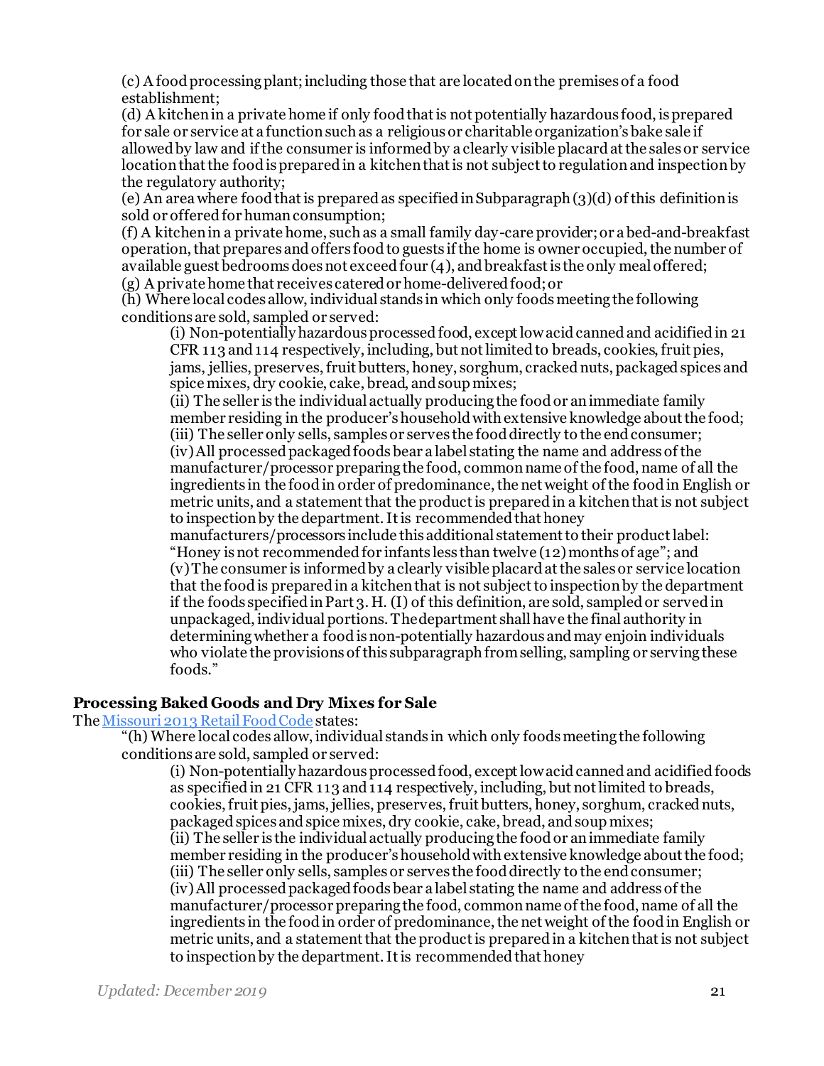(c) A food processing plant; including those that are located on the premises of a food establishment;
(d) A kitchen in a private home if only food that is not potentially hazardous food, is prepared for sale or service at a function such as a religious or charitable organization's bake sale if allowed by law and if the consumer is informed by a clearly visible placard at the sales or service location that the food is prepared in a kitchen that is not subject to regulation and inspection by the regulatory authority;
(e) An area where food that is prepared as specified in Subparagraph (3)(d) of this definition is sold or offered for human consumption;
(f) A kitchen in a private home, such as a small family day-care provider; or a bed-and-breakfast operation, that prepares and offers food to guests if the home is owner occupied, the number of available guest bedrooms does not exceed four (4), and breakfast is the only meal offered;
(g) A private home that receives catered or home-delivered food; or
(h) Where local codes allow, individual stands in which only foods meeting the following conditions are sold, sampled or served:

> (i) Non-potentially hazardous processed food, except low acid canned and acidified in 21 CFR 113 and 114 respectively, including, but not limited to breads, cookies, fruit pies, jams, jellies, preserves, fruit butters, honey, sorghum, cracked nuts, packaged spices and spice mixes, dry cookie, cake, bread, and soup mixes;
> (ii) The seller is the individual actually producing the food or an immediate family member residing in the producer's household with extensive knowledge about the food;
> (iii) The seller only sells, samples or serves the food directly to the end consumer;
> (iv) All processed packaged foods bear a label stating the name and address of the manufacturer/processor preparing the food, common name of the food, name of all the ingredients in the food in order of predominance, the net weight of the food in English or metric units, and a statement that the product is prepared in a kitchen that is not subject to inspection by the department. It is recommended that honey manufacturers/processors include this additional statement to their product label: "Honey is not recommended for infants less than twelve (12) months of age"; and
> (v) The consumer is informed by a clearly visible placard at the sales or service location that the food is prepared in a kitchen that is not subject to inspection by the department if the foods specified in Part 3. H. (I) of this definition, are sold, sampled or served in unpackaged, individual portions. The department shall have the final authority in determining whether a food is non-potentially hazardous and may enjoin individuals who violate the provisions of this subparagraph from selling, sampling or serving these foods."

### Processing Baked Goods and Dry Mixes for Sale

The Missouri 2013 Retail Food Code states:

"(h) Where local codes allow, individual stands in which only foods meeting the following conditions are sold, sampled or served:

> (i) Non-potentially hazardous processed food, except low acid canned and acidified foods as specified in 21 CFR 113 and 114 respectively, including, but not limited to breads, cookies, fruit pies, jams, jellies, preserves, fruit butters, honey, sorghum, cracked nuts, packaged spices and spice mixes, dry cookie, cake, bread, and soup mixes;
> (ii) The seller is the individual actually producing the food or an immediate family member residing in the producer's household with extensive knowledge about the food;
> (iii) The seller only sells, samples or serves the food directly to the end consumer;
> (iv) All processed packaged foods bear a label stating the name and address of the manufacturer/processor preparing the food, common name of the food, name of all the ingredients in the food in order of predominance, the net weight of the food in English or metric units, and a statement that the product is prepared in a kitchen that is not subject to inspection by the department. It is recommended that honey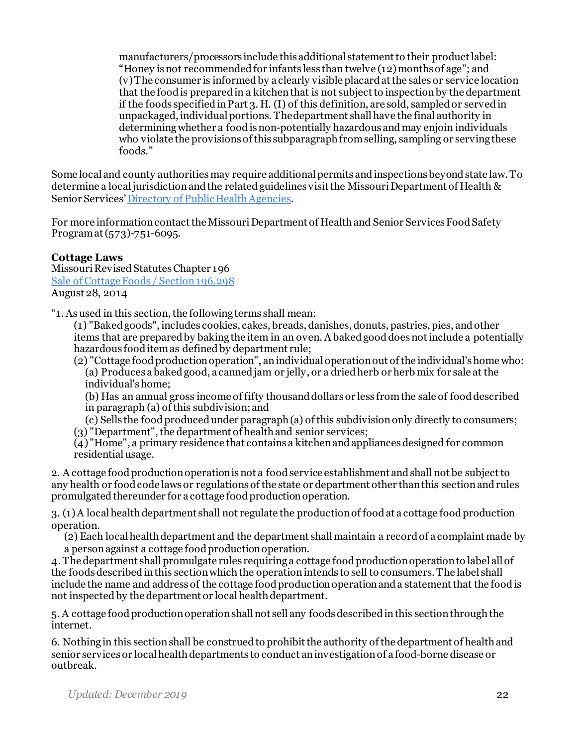manufacturers/processors include this additional statement to their product label: "Honey is not recommended for infants less than twelve (12) months of age"; and (v) The consumer is informed by a clearly visible placard at the sales or service location that the food is prepared in a kitchen that is not subject to inspection by the department if the foods specified in Part 3. H. (I) of this definition, are sold, sampled or served in unpackaged, individual portions. The department shall have the final authority in determining whether a food is non-potentially hazardous and may enjoin individuals who violate the provisions of this subparagraph from selling, sampling or serving these foods."

Some local and county authorities may require additional permits and inspections beyond state law. To determine a local jurisdiction and the related guidelines visit the Missouri Department of Health & Senior Services' Directory of Public Health Agencies.

For more information contact the Missouri Department of Health and Senior Services Food Safety Program at (573)-751-6095.

**Cottage Laws**
Missouri Revised Statutes Chapter 196
Sale of Cottage Foods / Section 196.298
August 28, 2014

"1. As used in this section, the following terms shall mean:

(1) "Baked goods", includes cookies, cakes, breads, danishes, donuts, pastries, pies, and other items that are prepared by baking the item in an oven. A baked good does not include a potentially hazardous food item as defined by department rule;

(2) "Cottage food production operation", an individual operation out of the individual's home who:

(a) Produces a baked good, a canned jam or jelly, or a dried herb or herb mix for sale at the individual's home;

(b) Has an annual gross income of fifty thousand dollars or less from the sale of food described in paragraph (a) of this subdivision; and

(c) Sells the food produced under paragraph (a) of this subdivision only directly to consumers;

(3) "Department", the department of health and senior services;

(4) "Home", a primary residence that contains a kitchen and appliances designed for common residential usage.

2. A cottage food production operation is not a food service establishment and shall not be subject to any health or food code laws or regulations of the state or department other than this section and rules promulgated thereunder for a cottage food production operation.

3. (1) A local health department shall not regulate the production of food at a cottage food production operation.

(2) Each local health department and the department shall maintain a record of a complaint made by a person against a cottage food production operation.

4. The department shall promulgate rules requiring a cottage food production operation to label all of the foods described in this section which the operation intends to sell to consumers. The label shall include the name and address of the cottage food production operation and a statement that the food is not inspected by the department or local health department.

5. A cottage food production operation shall not sell any foods described in this section through the internet.

6. Nothing in this section shall be construed to prohibit the authority of the department of health and senior services or local health departments to conduct an investigation of a food-borne disease or outbreak.

*Updated: December 2019*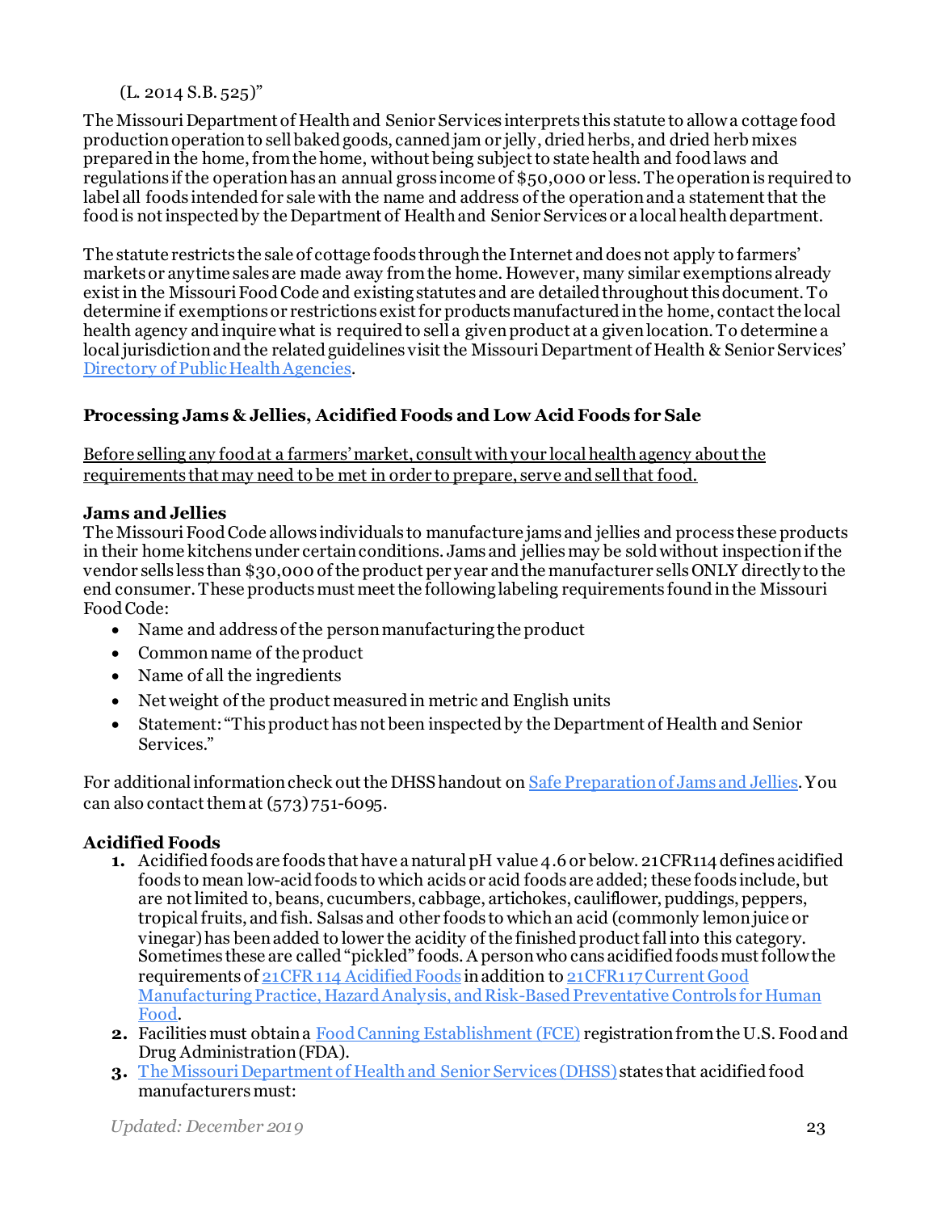(L. 2014 S.B. 525)"

The Missouri Department of Health and Senior Services interprets this statute to allow a cottage food production operation to sell baked goods, canned jam or jelly, dried herbs, and dried herb mixes prepared in the home, from the home, without being subject to state health and food laws and regulations if the operation has an annual gross income of $50,000 or less. The operation is required to label all foods intended for sale with the name and address of the operation and a statement that the food is not inspected by the Department of Health and Senior Services or a local health department.

The statute restricts the sale of cottage foods through the Internet and does not apply to farmers' markets or anytime sales are made away from the home. However, many similar exemptions already exist in the Missouri Food Code and existing statutes and are detailed throughout this document. To determine if exemptions or restrictions exist for products manufactured in the home, contact the local health agency and inquire what is required to sell a given product at a given location. To determine a local jurisdiction and the related guidelines visit the Missouri Department of Health & Senior Services' Directory of Public Health Agencies.

### Processing Jams & Jellies, Acidified Foods and Low Acid Foods for Sale

Before selling any food at a farmers' market, consult with your local health agency about the requirements that may need to be met in order to prepare, serve and sell that food.

#### Jams and Jellies

The Missouri Food Code allows individuals to manufacture jams and jellies and process these products in their home kitchens under certain conditions. Jams and jellies may be sold without inspection if the vendor sells less than $30,000 of the product per year and the manufacturer sells ONLY directly to the end consumer. These products must meet the following labeling requirements found in the Missouri Food Code:

- Name and address of the person manufacturing the product
- Common name of the product
- Name of all the ingredients
- Net weight of the product measured in metric and English units
- Statement: "This product has not been inspected by the Department of Health and Senior Services."

For additional information check out the DHSS handout on Safe Preparation of Jams and Jellies. You can also contact them at (573) 751-6095.

#### Acidified Foods

1. Acidified foods are foods that have a natural pH value 4.6 or below. 21CFR114 defines acidified foods to mean low-acid foods to which acids or acid foods are added; these foods include, but are not limited to, beans, cucumbers, cabbage, artichokes, cauliflower, puddings, peppers, tropical fruits, and fish. Salsas and other foods to which an acid (commonly lemon juice or vinegar) has been added to lower the acidity of the finished product fall into this category. Sometimes these are called "pickled" foods. A person who cans acidified foods must follow the requirements of 21CFR 114 Acidified Foods in addition to 21CFR117 Current Good Manufacturing Practice, Hazard Analysis, and Risk-Based Preventative Controls for Human Food.
2. Facilities must obtain a Food Canning Establishment (FCE) registration from the U.S. Food and Drug Administration (FDA).
3. The Missouri Department of Health and Senior Services (DHSS) states that acidified food manufacturers must: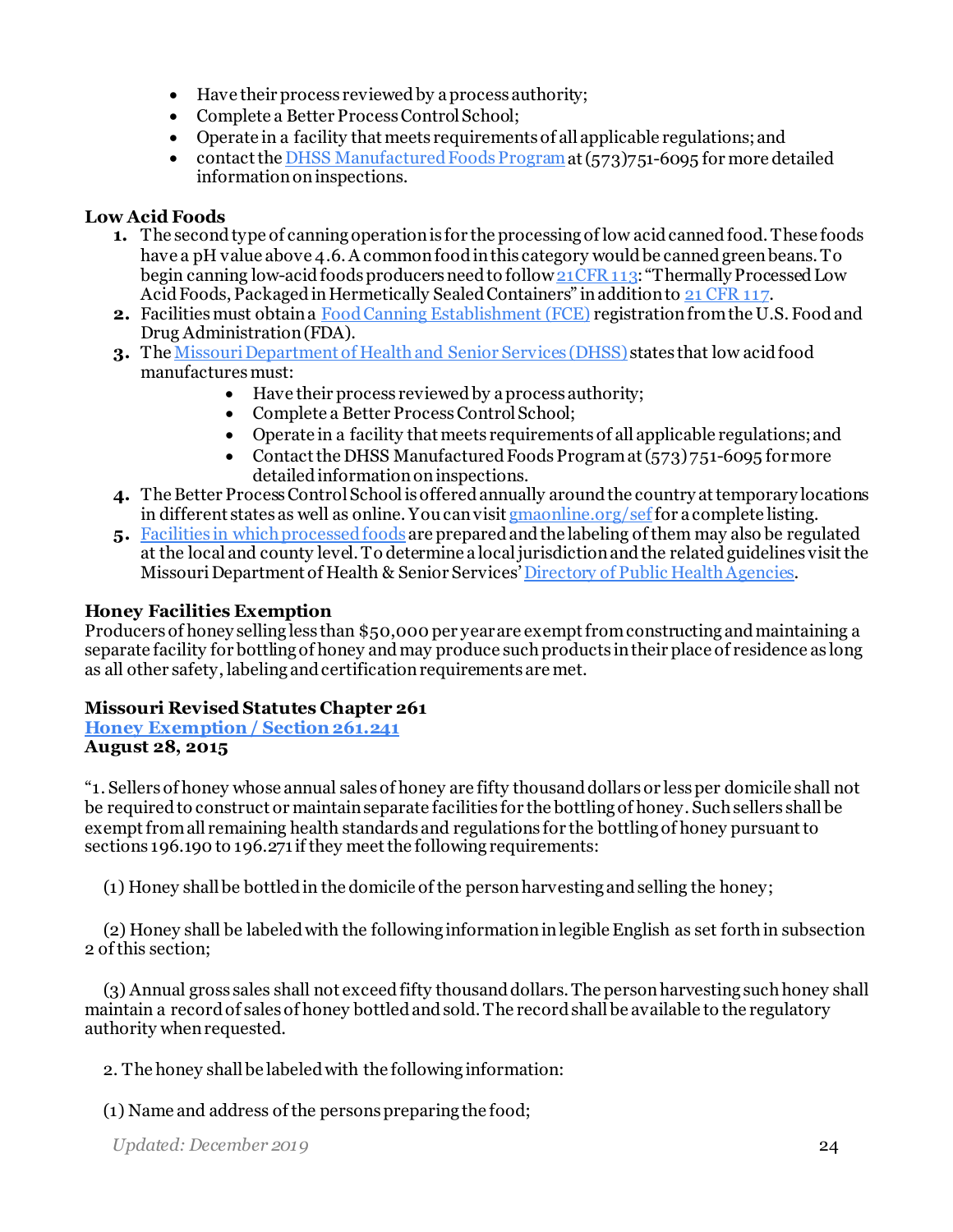- Have their process reviewed by a process authority;
- Complete a Better Process Control School;
- Operate in a facility that meets requirements of all applicable regulations; and
- contact the DHSS Manufactured Foods Program at (573)751-6095 for more detailed information on inspections.

**Low Acid Foods**

1. The second type of canning operation is for the processing of low acid canned food. These foods have a pH value above 4.6. A common food in this category would be canned green beans. To begin canning low-acid foods producers need to follow 21CFR 113: "Thermally Processed Low Acid Foods, Packaged in Hermetically Sealed Containers" in addition to 21 CFR 117.
2. Facilities must obtain a Food Canning Establishment (FCE) registration from the U.S. Food and Drug Administration (FDA).
3. The Missouri Department of Health and Senior Services (DHSS) states that low acid food manufactures must:
    - Have their process reviewed by a process authority;
    - Complete a Better Process Control School;
    - Operate in a facility that meets requirements of all applicable regulations; and
    - Contact the DHSS Manufactured Foods Program at (573) 751-6095 for more detailed information on inspections.
4. The Better Process Control School is offered annually around the country at temporary locations in different states as well as online. You can visit gmaonline.org/sef for a complete listing.
5. Facilities in which processed foods are prepared and the labeling of them may also be regulated at the local and county level. To determine a local jurisdiction and the related guidelines visit the Missouri Department of Health & Senior Services' Directory of Public Health Agencies.

**Honey Facilities Exemption**

Producers of honey selling less than $50,000 per year are exempt from constructing and maintaining a separate facility for bottling of honey and may produce such products in their place of residence as long as all other safety, labeling and certification requirements are met.

**Missouri Revised Statutes Chapter 261**
**Honey Exemption / Section 261.241**
**August 28, 2015**

"1. Sellers of honey whose annual sales of honey are fifty thousand dollars or less per domicile shall not be required to construct or maintain separate facilities for the bottling of honey. Such sellers shall be exempt from all remaining health standards and regulations for the bottling of honey pursuant to sections 196.190 to 196.271 if they meet the following requirements:

(1) Honey shall be bottled in the domicile of the person harvesting and selling the honey;

(2) Honey shall be labeled with the following information in legible English as set forth in subsection 2 of this section;

(3) Annual gross sales shall not exceed fifty thousand dollars. The person harvesting such honey shall maintain a record of sales of honey bottled and sold. The record shall be available to the regulatory authority when requested.

2. The honey shall be labeled with the following information:

(1) Name and address of the persons preparing the food;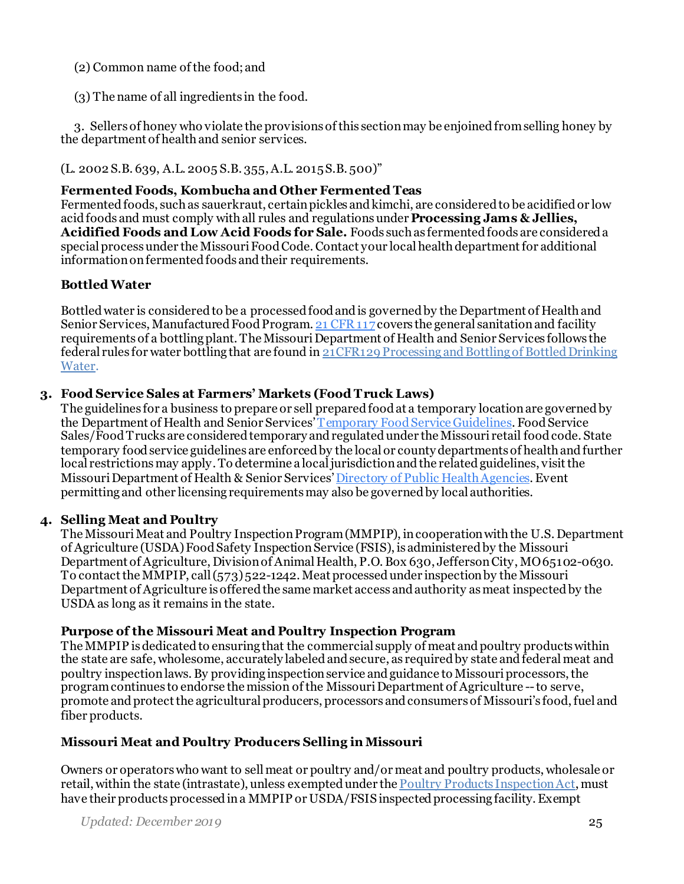(2) Common name of the food; and

(3) The name of all ingredients in the food.

3. Sellers of honey who violate the provisions of this section may be enjoined from selling honey by the department of health and senior services.

(L. 2002 S.B. 639, A.L. 2005 S.B. 355, A.L. 2015 S.B. 500)"

### Fermented Foods, Kombucha and Other Fermented Teas

Fermented foods, such as sauerkraut, certain pickles and kimchi, are considered to be acidified or low acid foods and must comply with all rules and regulations under **Processing Jams & Jellies, Acidified Foods and Low Acid Foods for Sale.** Foods such as fermented foods are considered a special process under the Missouri Food Code. Contact your local health department for additional information on fermented foods and their requirements.

### Bottled Water

Bottled water is considered to be a processed food and is governed by the Department of Health and Senior Services, Manufactured Food Program. [21 CFR 117](#) covers the general sanitation and facility requirements of a bottling plant. The Missouri Department of Health and Senior Services follows the federal rules for water bottling that are found in [21CFR129 Processing and Bottling of Bottled Drinking Water](#).

## 3. Food Service Sales at Farmers' Markets (Food Truck Laws)

The guidelines for a business to prepare or sell prepared food at a temporary location are governed by the Department of Health and Senior Services' [Temporary Food Service Guidelines](#). Food Service Sales/Food Trucks are considered temporary and regulated under the Missouri retail food code. State temporary food service guidelines are enforced by the local or county departments of health and further local restrictions may apply. To determine a local jurisdiction and the related guidelines, visit the Missouri Department of Health & Senior Services' [Directory of Public Health Agencies](#). Event permitting and other licensing requirements may also be governed by local authorities.

## 4. Selling Meat and Poultry

The Missouri Meat and Poultry Inspection Program (MMPIP), in cooperation with the U.S. Department of Agriculture (USDA) Food Safety Inspection Service (FSIS), is administered by the Missouri Department of Agriculture, Division of Animal Health, P.O. Box 630, Jefferson City, MO 65102-0630. To contact the MMPIP, call (573) 522-1242. Meat processed under inspection by the Missouri Department of Agriculture is offered the same market access and authority as meat inspected by the USDA as long as it remains in the state.

### Purpose of the Missouri Meat and Poultry Inspection Program

The MMPIP is dedicated to ensuring that the commercial supply of meat and poultry products within the state are safe, wholesome, accurately labeled and secure, as required by state and federal meat and poultry inspection laws. By providing inspection service and guidance to Missouri processors, the program continues to endorse the mission of the Missouri Department of Agriculture -- to serve, promote and protect the agricultural producers, processors and consumers of Missouri's food, fuel and fiber products.

### Missouri Meat and Poultry Producers Selling in Missouri

Owners or operators who want to sell meat or poultry and/or meat and poultry products, wholesale or retail, within the state (intrastate), unless exempted under the [Poultry Products Inspection Act](#), must have their products processed in a MMPIP or USDA/FSIS inspected processing facility. Exempt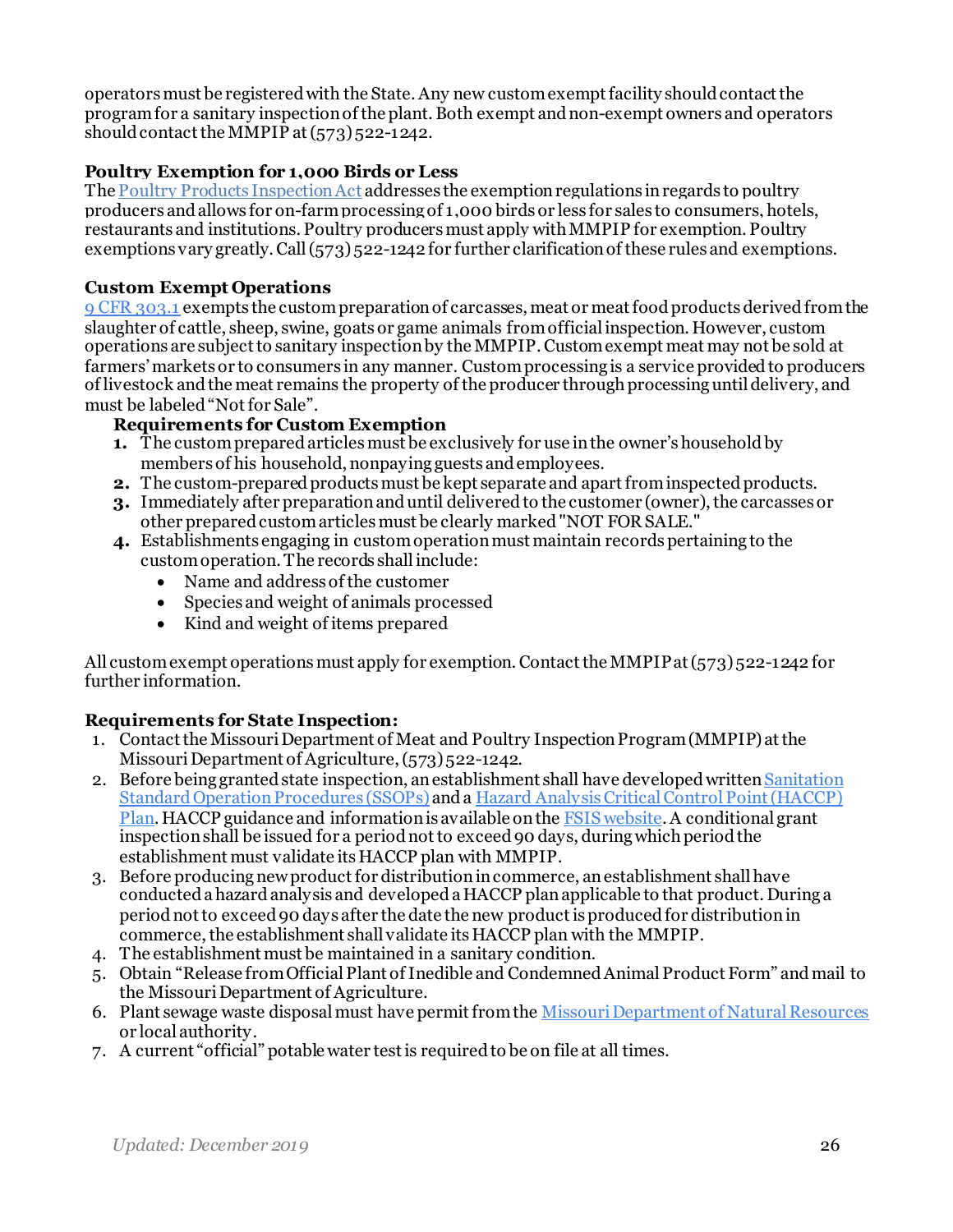operators must be registered with the State. Any new custom exempt facility should contact the program for a sanitary inspection of the plant. Both exempt and non-exempt owners and operators should contact the MMPIP at (573) 522-1242.

### Poultry Exemption for 1,000 Birds or Less

The Poultry Products Inspection Act addresses the exemption regulations in regards to poultry producers and allows for on-farm processing of 1,000 birds or less for sales to consumers, hotels, restaurants and institutions. Poultry producers must apply with MMPIP for exemption. Poultry exemptions vary greatly. Call (573) 522-1242 for further clarification of these rules and exemptions.

### Custom Exempt Operations

9 CFR 303.1 exempts the custom preparation of carcasses, meat or meat food products derived from the slaughter of cattle, sheep, swine, goats or game animals from official inspection. However, custom operations are subject to sanitary inspection by the MMPIP. Custom exempt meat may not be sold at farmers' markets or to consumers in any manner. Custom processing is a service provided to producers of livestock and the meat remains the property of the producer through processing until delivery, and must be labeled "Not for Sale".

#### Requirements for Custom Exemption

1. The custom prepared articles must be exclusively for use in the owner's household by members of his household, nonpaying guests and employees.
2. The custom-prepared products must be kept separate and apart from inspected products.
3. Immediately after preparation and until delivered to the customer (owner), the carcasses or other prepared custom articles must be clearly marked "NOT FOR SALE."
4. Establishments engaging in custom operation must maintain records pertaining to the custom operation. The records shall include:
   - Name and address of the customer
   - Species and weight of animals processed
   - Kind and weight of items prepared

All custom exempt operations must apply for exemption. Contact the MMPIP at (573) 522-1242 for further information.

### Requirements for State Inspection:

1. Contact the Missouri Department of Meat and Poultry Inspection Program (MMPIP) at the Missouri Department of Agriculture, (573) 522-1242.
2. Before being granted state inspection, an establishment shall have developed written Sanitation Standard Operation Procedures (SSOPs) and a Hazard Analysis Critical Control Point (HACCP) Plan. HACCP guidance and information is available on the FSIS website. A conditional grant inspection shall be issued for a period not to exceed 90 days, during which period the establishment must validate its HACCP plan with MMPIP.
3. Before producing new product for distribution in commerce, an establishment shall have conducted a hazard analysis and developed a HACCP plan applicable to that product. During a period not to exceed 90 days after the date the new product is produced for distribution in commerce, the establishment shall validate its HACCP plan with the MMPIP.
4. The establishment must be maintained in a sanitary condition.
5. Obtain "Release from Official Plant of Inedible and Condemned Animal Product Form" and mail to the Missouri Department of Agriculture.
6. Plant sewage waste disposal must have permit from the Missouri Department of Natural Resources or local authority.
7. A current "official" potable water test is required to be on file at all times.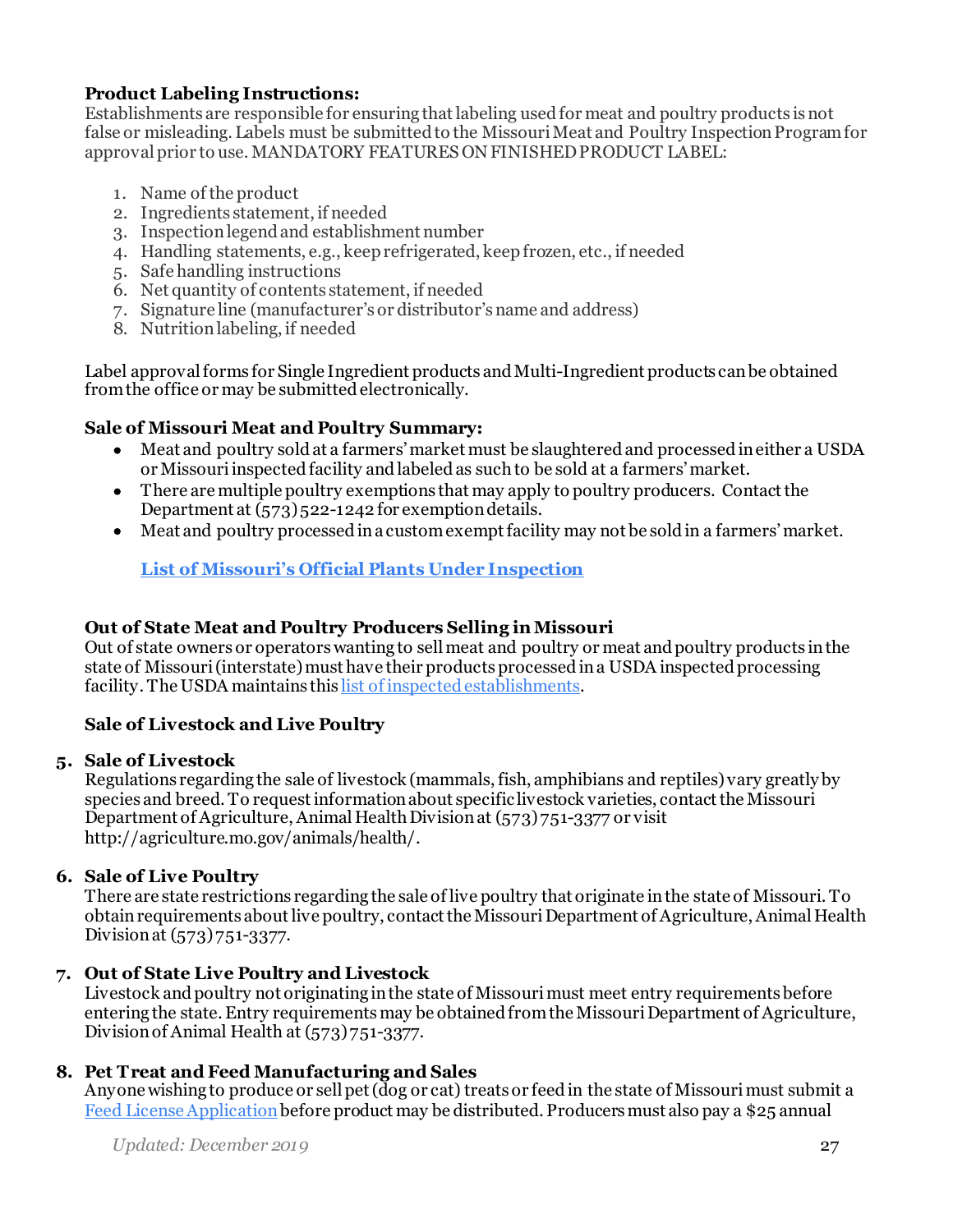**Product Labeling Instructions:**
Establishments are responsible for ensuring that labeling used for meat and poultry products is not false or misleading. Labels must be submitted to the Missouri Meat and Poultry Inspection Program for approval prior to use. MANDATORY FEATURES ON FINISHED PRODUCT LABEL:

1. Name of the product
2. Ingredients statement, if needed
3. Inspection legend and establishment number
4. Handling statements, e.g., keep refrigerated, keep frozen, etc., if needed
5. Safe handling instructions
6. Net quantity of contents statement, if needed
7. Signature line (manufacturer's or distributor's name and address)
8. Nutrition labeling, if needed

Label approval forms for Single Ingredient products and Multi-Ingredient products can be obtained from the office or may be submitted electronically.

**Sale of Missouri Meat and Poultry Summary:**

- Meat and poultry sold at a farmers' market must be slaughtered and processed in either a USDA or Missouri inspected facility and labeled as such to be sold at a farmers' market.
- There are multiple poultry exemptions that may apply to poultry producers. Contact the Department at (573) 522-1242 for exemption details.
- Meat and poultry processed in a custom exempt facility may not be sold in a farmers' market.

**List of Missouri's Official Plants Under Inspection**

**Out of State Meat and Poultry Producers Selling in Missouri**
Out of state owners or operators wanting to sell meat and poultry or meat and poultry products in the state of Missouri (interstate) must have their products processed in a USDA inspected processing facility. The USDA maintains this list of inspected establishments.

**Sale of Livestock and Live Poultry**

5. **Sale of Livestock**
Regulations regarding the sale of livestock (mammals, fish, amphibians and reptiles) vary greatly by species and breed. To request information about specific livestock varieties, contact the Missouri Department of Agriculture, Animal Health Division at (573) 751-3377 or visit http://agriculture.mo.gov/animals/health/.

6. **Sale of Live Poultry**
There are state restrictions regarding the sale of live poultry that originate in the state of Missouri. To obtain requirements about live poultry, contact the Missouri Department of Agriculture, Animal Health Division at (573) 751-3377.

7. **Out of State Live Poultry and Livestock**
Livestock and poultry not originating in the state of Missouri must meet entry requirements before entering the state. Entry requirements may be obtained from the Missouri Department of Agriculture, Division of Animal Health at (573) 751-3377.

8. **Pet Treat and Feed Manufacturing and Sales**
Anyone wishing to produce or sell pet (dog or cat) treats or feed in the state of Missouri must submit a Feed License Application before product may be distributed. Producers must also pay a $25 annual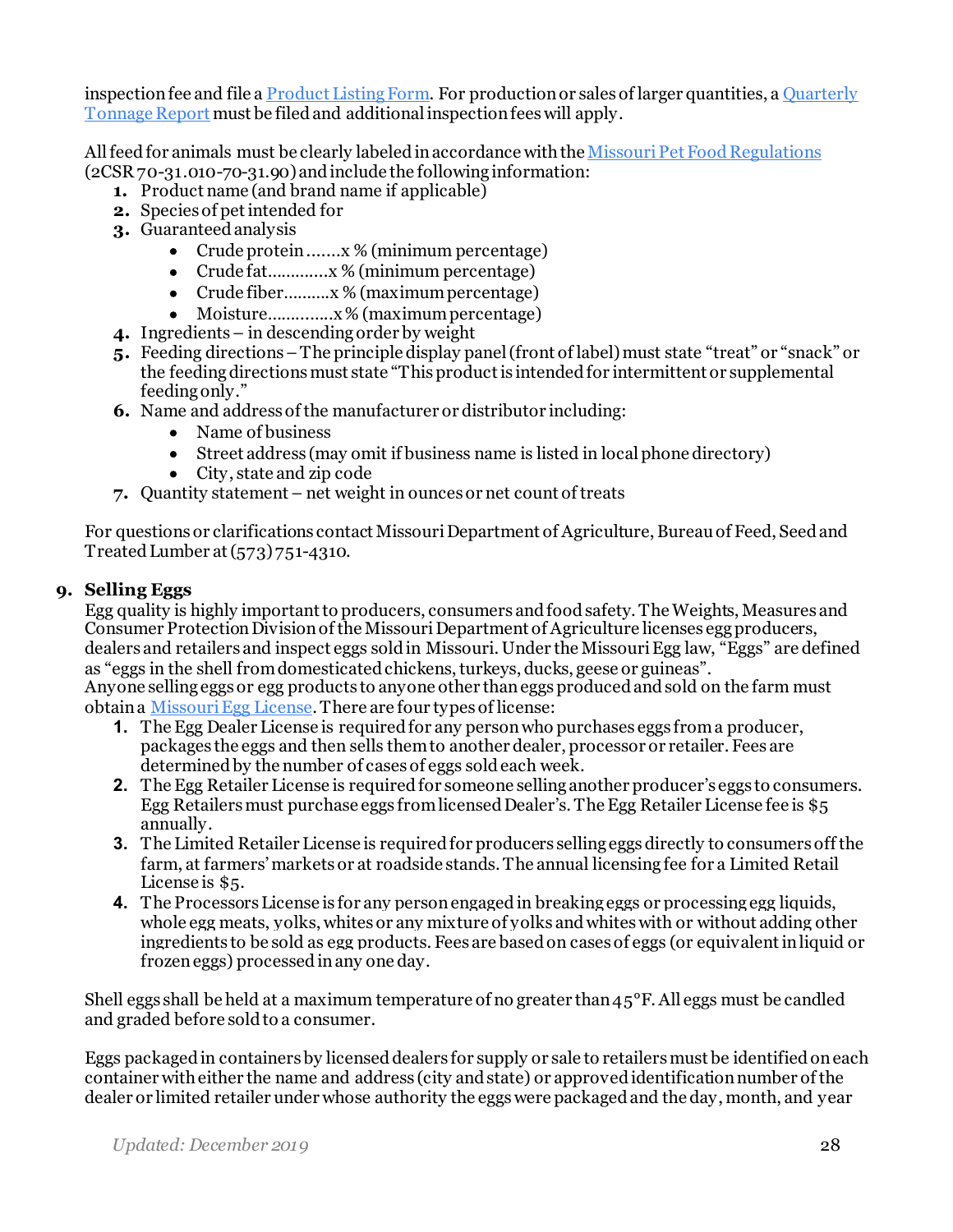inspection fee and file a Product Listing Form. For production or sales of larger quantities, a Quarterly Tonnage Report must be filed and additional inspection fees will apply.

All feed for animals must be clearly labeled in accordance with the Missouri Pet Food Regulations (2CSR 70-31.010-70-31.90) and include the following information:

1. Product name (and brand name if applicable)
2. Species of pet intended for
3. Guaranteed analysis
   - Crude protein .......x % (minimum percentage)
   - Crude fat.............x % (minimum percentage)
   - Crude fiber..........x % (maximum percentage)
   - Moisture..............x % (maximum percentage)
4. Ingredients – in descending order by weight
5. Feeding directions – The principle display panel (front of label) must state "treat" or "snack" or the feeding directions must state "This product is intended for intermittent or supplemental feeding only."
6. Name and address of the manufacturer or distributor including:
   - Name of business
   - Street address (may omit if business name is listed in local phone directory)
   - City, state and zip code
7. Quantity statement – net weight in ounces or net count of treats

For questions or clarifications contact Missouri Department of Agriculture, Bureau of Feed, Seed and Treated Lumber at (573) 751-4310.

## 9. Selling Eggs

Egg quality is highly important to producers, consumers and food safety. The Weights, Measures and Consumer Protection Division of the Missouri Department of Agriculture licenses egg producers, dealers and retailers and inspect eggs sold in Missouri. Under the Missouri Egg law, "Eggs" are defined as "eggs in the shell from domesticated chickens, turkeys, ducks, geese or guineas".
Anyone selling eggs or egg products to anyone other than eggs produced and sold on the farm must obtain a Missouri Egg License. There are four types of license:

1. The Egg Dealer License is required for any person who purchases eggs from a producer, packages the eggs and then sells them to another dealer, processor or retailer. Fees are determined by the number of cases of eggs sold each week.
2. The Egg Retailer License is required for someone selling another producer's eggs to consumers. Egg Retailers must purchase eggs from licensed Dealer's. The Egg Retailer License fee is $5 annually.
3. The Limited Retailer License is required for producers selling eggs directly to consumers off the farm, at farmers' markets or at roadside stands. The annual licensing fee for a Limited Retail License is $5.
4. The Processors License is for any person engaged in breaking eggs or processing egg liquids, whole egg meats, yolks, whites or any mixture of yolks and whites with or without adding other ingredients to be sold as egg products. Fees are based on cases of eggs (or equivalent in liquid or frozen eggs) processed in any one day.

Shell eggs shall be held at a maximum temperature of no greater than 45°F. All eggs must be candled and graded before sold to a consumer.

Eggs packaged in containers by licensed dealers for supply or sale to retailers must be identified on each container with either the name and address (city and state) or approved identification number of the dealer or limited retailer under whose authority the eggs were packaged and the day, month, and year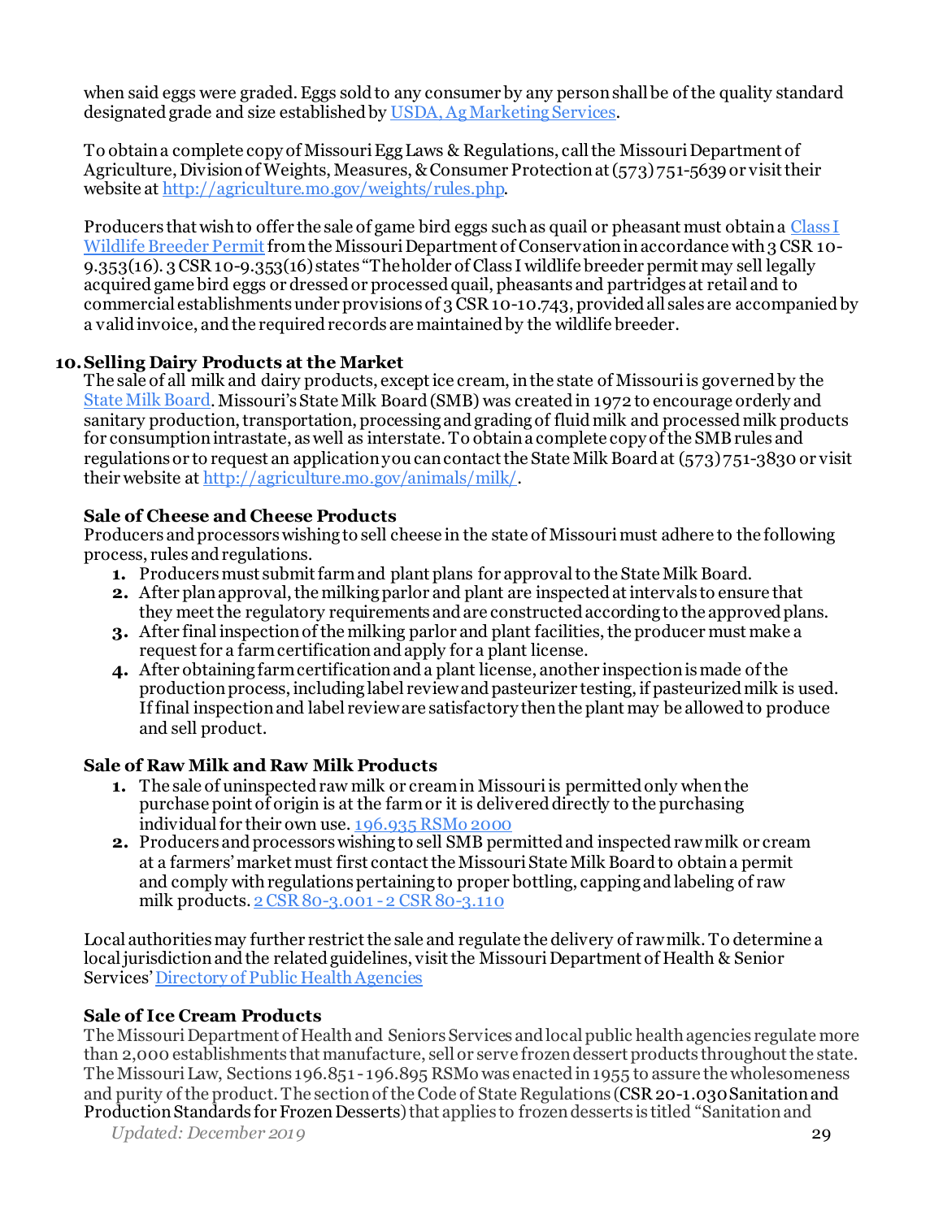when said eggs were graded. Eggs sold to any consumer by any person shall be of the quality standard designated grade and size established by [USDA, Ag Marketing Services](#).

To obtain a complete copy of Missouri Egg Laws & Regulations, call the Missouri Department of Agriculture, Division of Weights, Measures, & Consumer Protection at (573) 751-5639 or visit their website at http://agriculture.mo.gov/weights/rules.php.

Producers that wish to offer the sale of game bird eggs such as quail or pheasant must obtain a [Class I Wildlife Breeder Permit](#) from the Missouri Department of Conservation in accordance with 3 CSR 10-9.353(16). 3 CSR 10-9.353(16) states "The holder of Class I wildlife breeder permit may sell legally acquired game bird eggs or dressed or processed quail, pheasants and partridges at retail and to commercial establishments under provisions of 3 CSR 10-10.743, provided all sales are accompanied by a valid invoice, and the required records are maintained by the wildlife breeder.

## 10. Selling Dairy Products at the Market

The sale of all milk and dairy products, except ice cream, in the state of Missouri is governed by the [State Milk Board](#). Missouri's State Milk Board (SMB) was created in 1972 to encourage orderly and sanitary production, transportation, processing and grading of fluid milk and processed milk products for consumption intrastate, as well as interstate. To obtain a complete copy of the SMB rules and regulations or to request an application you can contact the State Milk Board at (573) 751-3830 or visit their website at http://agriculture.mo.gov/animals/milk/.

### Sale of Cheese and Cheese Products

Producers and processors wishing to sell cheese in the state of Missouri must adhere to the following process, rules and regulations.

1. Producers must submit farm and plant plans for approval to the State Milk Board.
2. After plan approval, the milking parlor and plant are inspected at intervals to ensure that they meet the regulatory requirements and are constructed according to the approved plans.
3. After final inspection of the milking parlor and plant facilities, the producer must make a request for a farm certification and apply for a plant license.
4. After obtaining farm certification and a plant license, another inspection is made of the production process, including label review and pasteurizer testing, if pasteurized milk is used. If final inspection and label review are satisfactory then the plant may be allowed to produce and sell product.

### Sale of Raw Milk and Raw Milk Products

1. The sale of uninspected raw milk or cream in Missouri is permitted only when the purchase point of origin is at the farm or it is delivered directly to the purchasing individual for their own use. [196.935 RSMo 2000](#)
2. Producers and processors wishing to sell SMB permitted and inspected raw milk or cream at a farmers' market must first contact the Missouri State Milk Board to obtain a permit and comply with regulations pertaining to proper bottling, capping and labeling of raw milk products. [2 CSR 80-3.001 - 2 CSR 80-3.110](#)

Local authorities may further restrict the sale and regulate the delivery of raw milk. To determine a local jurisdiction and the related guidelines, visit the Missouri Department of Health & Senior Services' [Directory of Public Health Agencies](#)

### Sale of Ice Cream Products

The Missouri Department of Health and Seniors Services and local public health agencies regulate more than 2,000 establishments that manufacture, sell or serve frozen dessert products throughout the state. The Missouri Law, Sections 196.851 - 196.895 RSMo was enacted in 1955 to assure the wholesomeness and purity of the product. The section of the Code of State Regulations (CSR 20-1.030 Sanitation and Production Standards for Frozen Desserts) that applies to frozen desserts is titled "Sanitation and

*Updated: December 2019*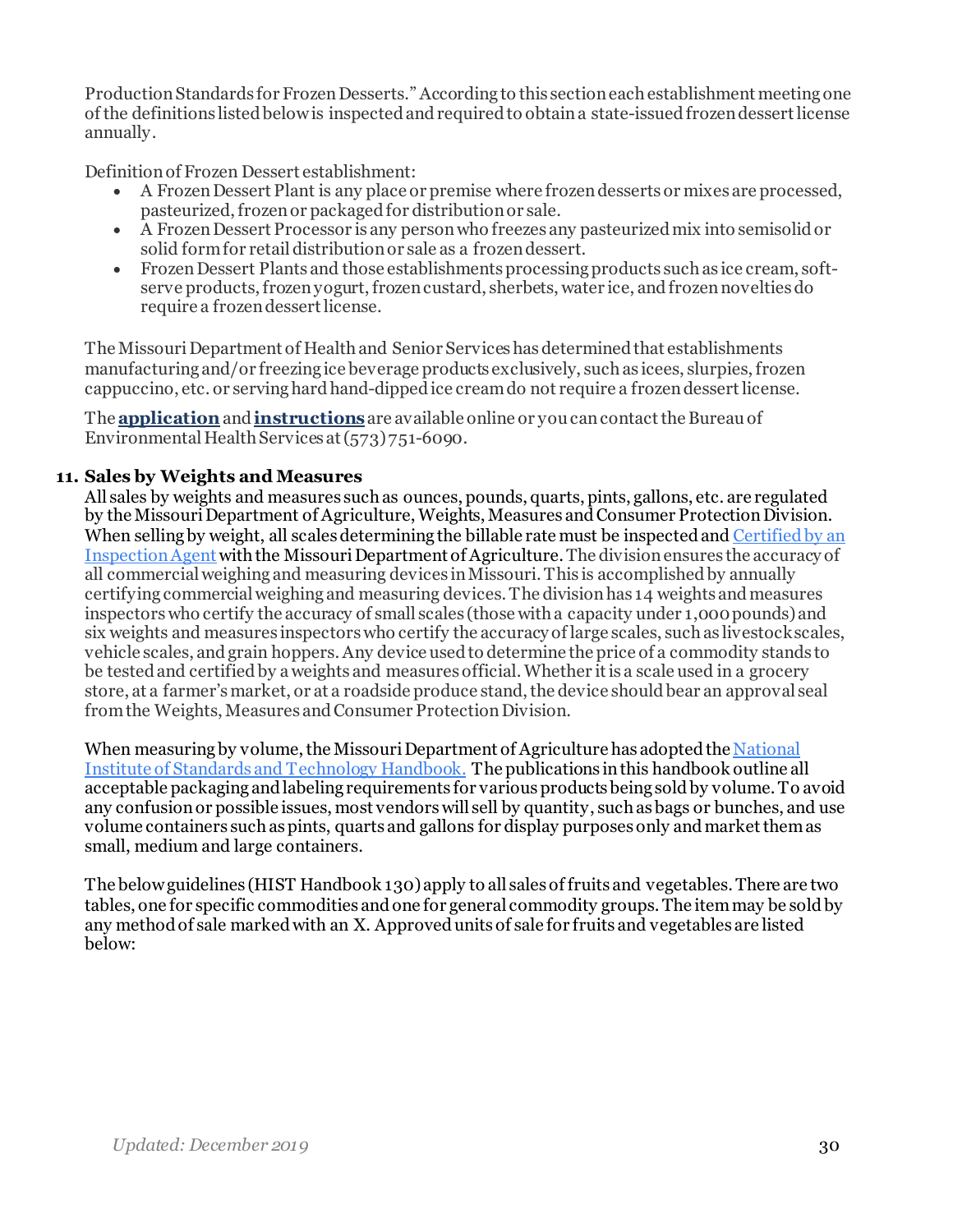Production Standards for Frozen Desserts." According to this section each establishment meeting one of the definitions listed below is inspected and required to obtain a state-issued frozen dessert license annually.

Definition of Frozen Dessert establishment:

- A Frozen Dessert Plant is any place or premise where frozen desserts or mixes are processed, pasteurized, frozen or packaged for distribution or sale.
- A Frozen Dessert Processor is any person who freezes any pasteurized mix into semisolid or solid form for retail distribution or sale as a frozen dessert.
- Frozen Dessert Plants and those establishments processing products such as ice cream, soft-serve products, frozen yogurt, frozen custard, sherbets, water ice, and frozen novelties do require a frozen dessert license.

The Missouri Department of Health and Senior Services has determined that establishments manufacturing and/or freezing ice beverage products exclusively, such as icees, slurpies, frozen cappuccino, etc. or serving hard hand-dipped ice cream do not require a frozen dessert license.

The **application** and **instructions** are available online or you can contact the Bureau of Environmental Health Services at (573) 751-6090.

## 11. Sales by Weights and Measures

All sales by weights and measures such as ounces, pounds, quarts, pints, gallons, etc. are regulated by the Missouri Department of Agriculture, Weights, Measures and Consumer Protection Division. When selling by weight, all scales determining the billable rate must be inspected and Certified by an Inspection Agent with the Missouri Department of Agriculture. The division ensures the accuracy of all commercial weighing and measuring devices in Missouri. This is accomplished by annually certifying commercial weighing and measuring devices. The division has 14 weights and measures inspectors who certify the accuracy of small scales (those with a capacity under 1,000 pounds) and six weights and measures inspectors who certify the accuracy of large scales, such as livestock scales, vehicle scales, and grain hoppers. Any device used to determine the price of a commodity stands to be tested and certified by a weights and measures official. Whether it is a scale used in a grocery store, at a farmer's market, or at a roadside produce stand, the device should bear an approval seal from the Weights, Measures and Consumer Protection Division.

When measuring by volume, the Missouri Department of Agriculture has adopted the National Institute of Standards and Technology Handbook. The publications in this handbook outline all acceptable packaging and labeling requirements for various products being sold by volume. To avoid any confusion or possible issues, most vendors will sell by quantity, such as bags or bunches, and use volume containers such as pints, quarts and gallons for display purposes only and market them as small, medium and large containers.

The below guidelines (HIST Handbook 130) apply to all sales of fruits and vegetables. There are two tables, one for specific commodities and one for general commodity groups. The item may be sold by any method of sale marked with an X. Approved units of sale for fruits and vegetables are listed below: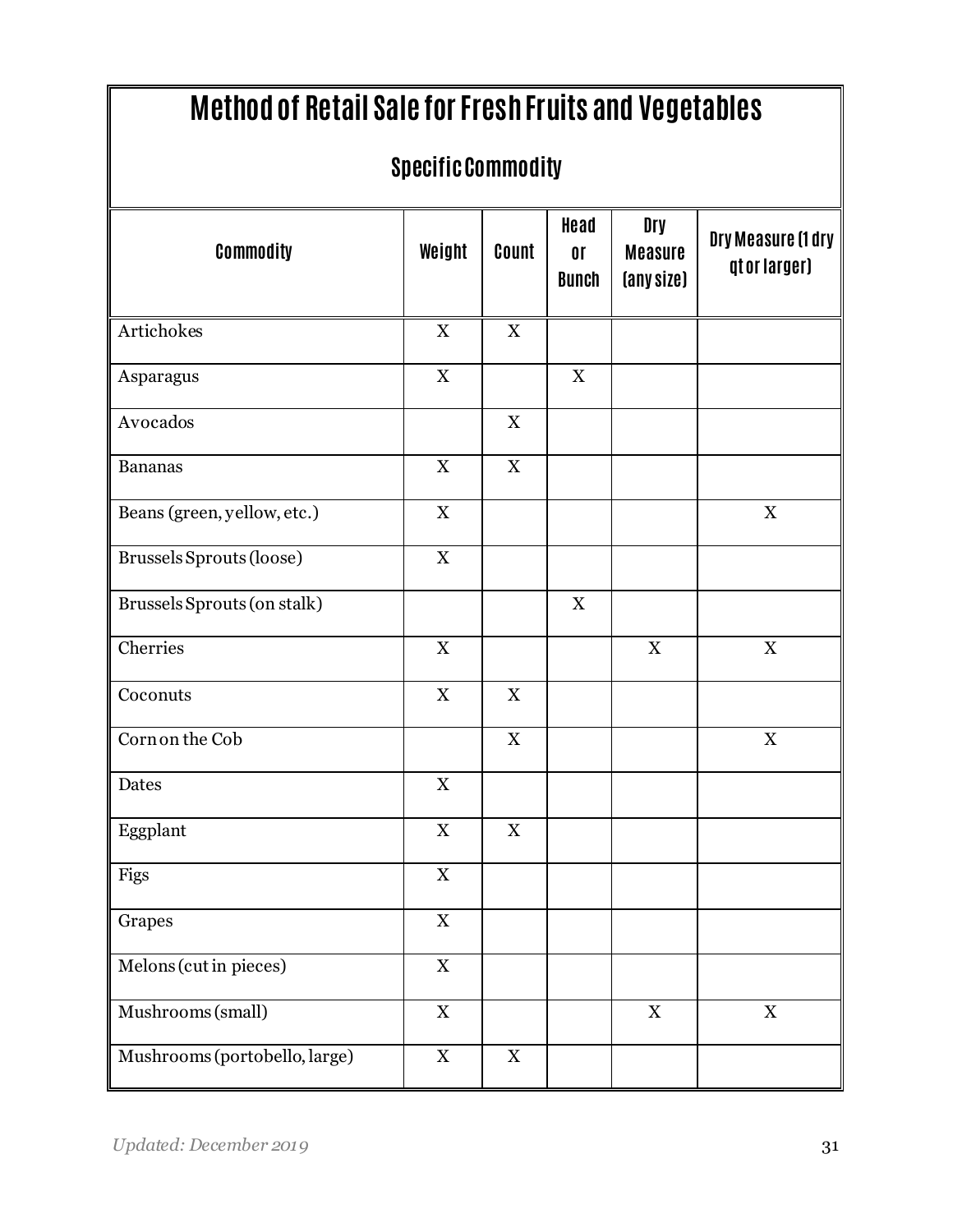# Method of Retail Sale for Fresh Fruits and Vegetables

## Specific Commodity

| Commodity | Weight | Count | Head or Bunch | Dry Measure (any size) | Dry Measure (1 dry qt or larger) |
|---|---|---|---|---|---|
| Artichokes | X | X | | | |
| Asparagus | X | | X | | |
| Avocados | | X | | | |
| Bananas | X | X | | | |
| Beans (green, yellow, etc.) | X | | | | X |
| Brussels Sprouts (loose) | X | | | | |
| Brussels Sprouts (on stalk) | | | X | | |
| Cherries | X | | | X | X |
| Coconuts | X | X | | | |
| Corn on the Cob | | X | | | X |
| Dates | X | | | | |
| Eggplant | X | X | | | |
| Figs | X | | | | |
| Grapes | X | | | | |
| Melons (cut in pieces) | X | | | | |
| Mushrooms (small) | X | | | X | X |
| Mushrooms (portobello, large) | X | X | | | |

*Updated: December 2019*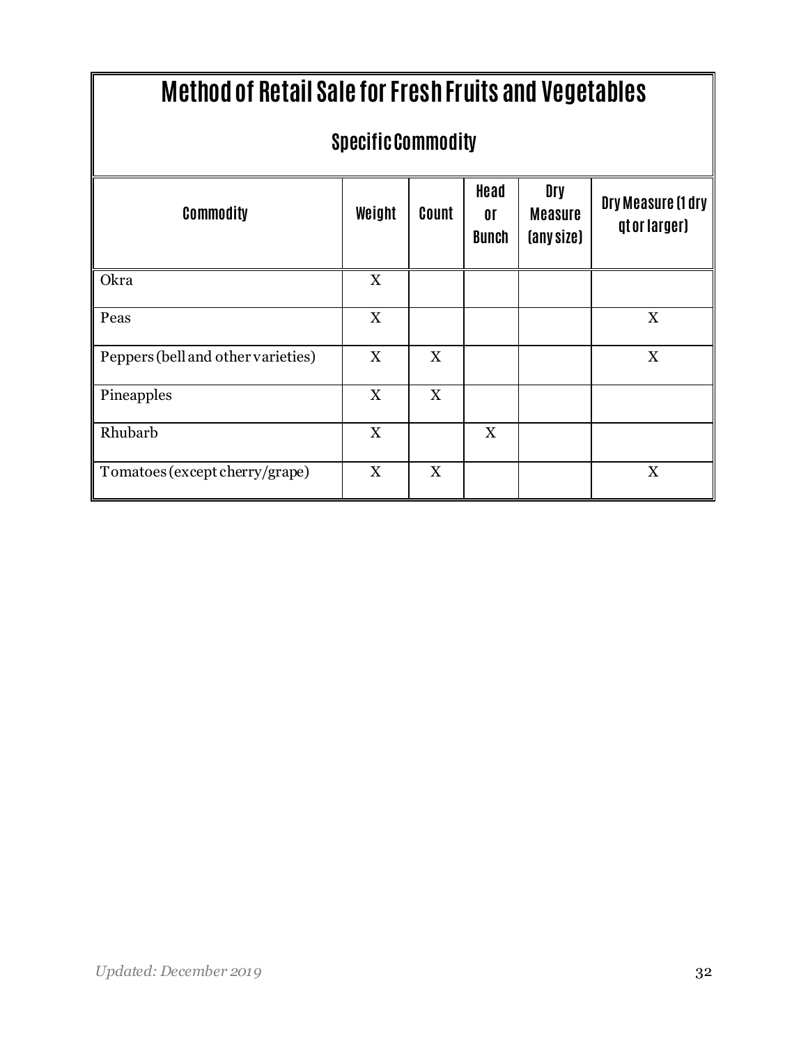# Method of Retail Sale for Fresh Fruits and Vegetables

## Specific Commodity

| Commodity | Weight | Count | Head or Bunch | Dry Measure (any size) | Dry Measure (1 dry qt or larger) |
|---|---|---|---|---|---|
| Okra | X | | | | |
| Peas | X | | | | X |
| Peppers (bell and other varieties) | X | X | | | X |
| Pineapples | X | X | | | |
| Rhubarb | X | | X | | |
| Tomatoes (except cherry/grape) | X | X | | | X |

*Updated: December 2019*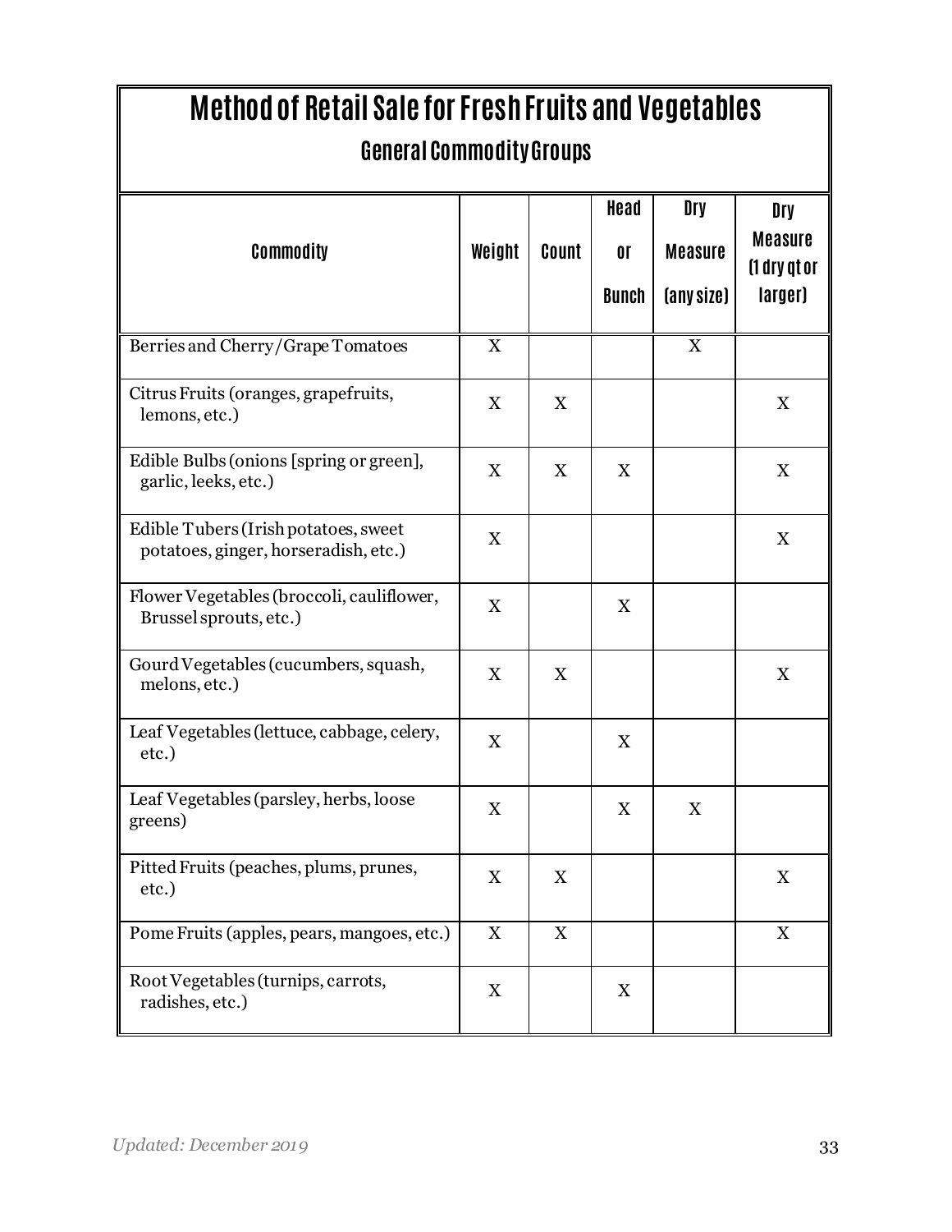# Method of Retail Sale for Fresh Fruits and Vegetables

## General Commodity Groups

| Commodity | Weight | Count | Head or Bunch | Dry Measure (any size) | Dry Measure (1 dry qt or larger) |
|---|---|---|---|---|---|
| Berries and Cherry/Grape Tomatoes | X | | | X | |
| Citrus Fruits (oranges, grapefruits, lemons, etc.) | X | X | | | X |
| Edible Bulbs (onions [spring or green], garlic, leeks, etc.) | X | X | X | | X |
| Edible Tubers (Irish potatoes, sweet potatoes, ginger, horseradish, etc.) | X | | | | X |
| Flower Vegetables (broccoli, cauliflower, Brussel sprouts, etc.) | X | | X | | |
| Gourd Vegetables (cucumbers, squash, melons, etc.) | X | X | | | X |
| Leaf Vegetables (lettuce, cabbage, celery, etc.) | X | | X | | |
| Leaf Vegetables (parsley, herbs, loose greens) | X | | X | X | |
| Pitted Fruits (peaches, plums, prunes, etc.) | X | X | | | X |
| Pome Fruits (apples, pears, mangoes, etc.) | X | X | | | X |
| Root Vegetables (turnips, carrots, radishes, etc.) | X | | X | | |

*Updated: December 2019*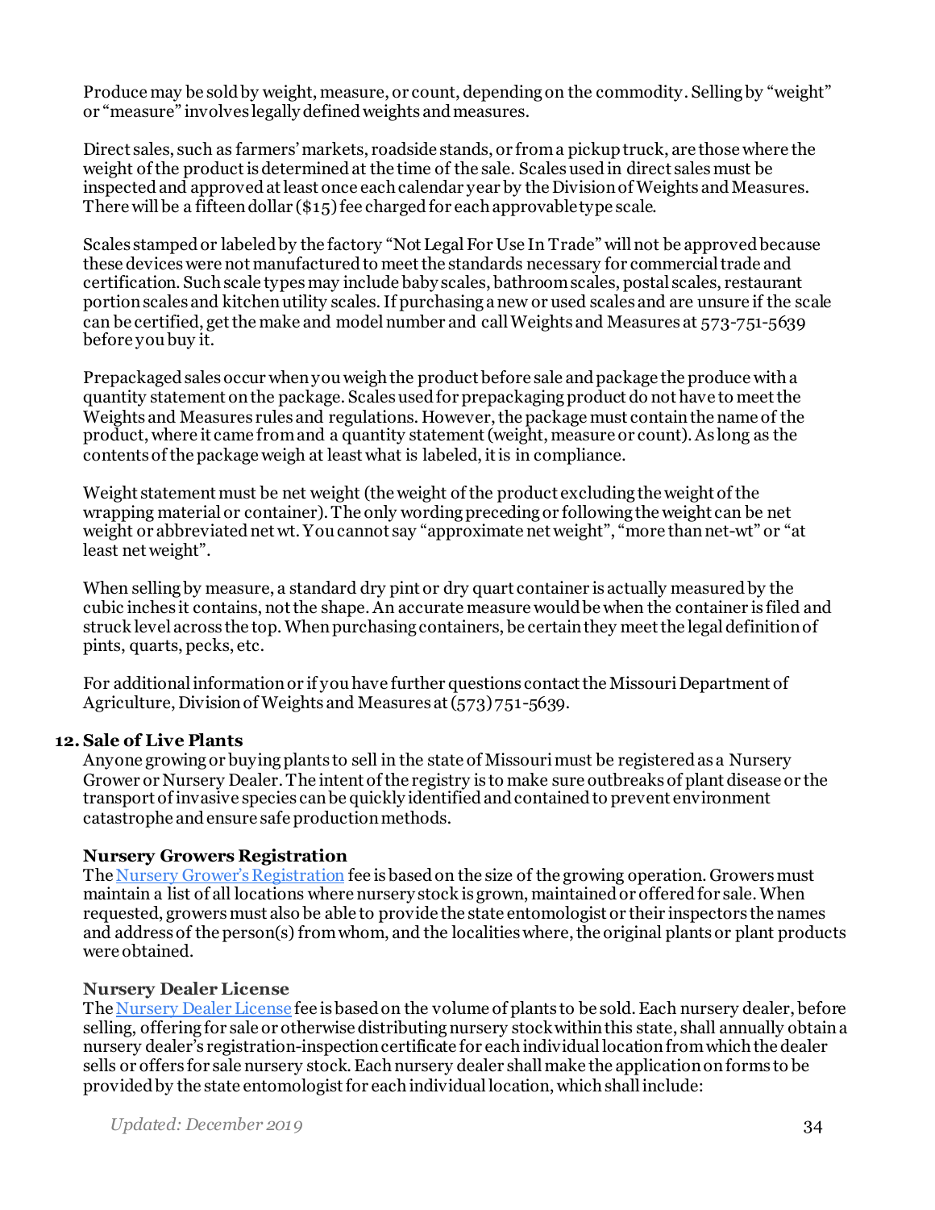Produce may be sold by weight, measure, or count, depending on the commodity. Selling by "weight" or "measure" involves legally defined weights and measures.

Direct sales, such as farmers' markets, roadside stands, or from a pickup truck, are those where the weight of the product is determined at the time of the sale. Scales used in direct sales must be inspected and approved at least once each calendar year by the Division of Weights and Measures. There will be a fifteen dollar ($15) fee charged for each approvable type scale.

Scales stamped or labeled by the factory "Not Legal For Use In Trade" will not be approved because these devices were not manufactured to meet the standards necessary for commercial trade and certification. Such scale types may include baby scales, bathroom scales, postal scales, restaurant portion scales and kitchen utility scales. If purchasing a new or used scales and are unsure if the scale can be certified, get the make and model number and call Weights and Measures at 573-751-5639 before you buy it.

Prepackaged sales occur when you weigh the product before sale and package the produce with a quantity statement on the package. Scales used for prepackaging product do not have to meet the Weights and Measures rules and regulations. However, the package must contain the name of the product, where it came from and a quantity statement (weight, measure or count). As long as the contents of the package weigh at least what is labeled, it is in compliance.

Weight statement must be net weight (the weight of the product excluding the weight of the wrapping material or container). The only wording preceding or following the weight can be net weight or abbreviated net wt. You cannot say "approximate net weight", "more than net-wt" or "at least net weight".

When selling by measure, a standard dry pint or dry quart container is actually measured by the cubic inches it contains, not the shape. An accurate measure would be when the container is filed and struck level across the top. When purchasing containers, be certain they meet the legal definition of pints, quarts, pecks, etc.

For additional information or if you have further questions contact the Missouri Department of Agriculture, Division of Weights and Measures at (573) 751-5639.

## 12. Sale of Live Plants

Anyone growing or buying plants to sell in the state of Missouri must be registered as a Nursery Grower or Nursery Dealer. The intent of the registry is to make sure outbreaks of plant disease or the transport of invasive species can be quickly identified and contained to prevent environment catastrophe and ensure safe production methods.

### Nursery Growers Registration

The Nursery Grower's Registration fee is based on the size of the growing operation. Growers must maintain a list of all locations where nursery stock is grown, maintained or offered for sale. When requested, growers must also be able to provide the state entomologist or their inspectors the names and address of the person(s) from whom, and the localities where, the original plants or plant products were obtained.

### Nursery Dealer License

The Nursery Dealer License fee is based on the volume of plants to be sold. Each nursery dealer, before selling, offering for sale or otherwise distributing nursery stock within this state, shall annually obtain a nursery dealer's registration-inspection certificate for each individual location from which the dealer sells or offers for sale nursery stock. Each nursery dealer shall make the application on forms to be provided by the state entomologist for each individual location, which shall include: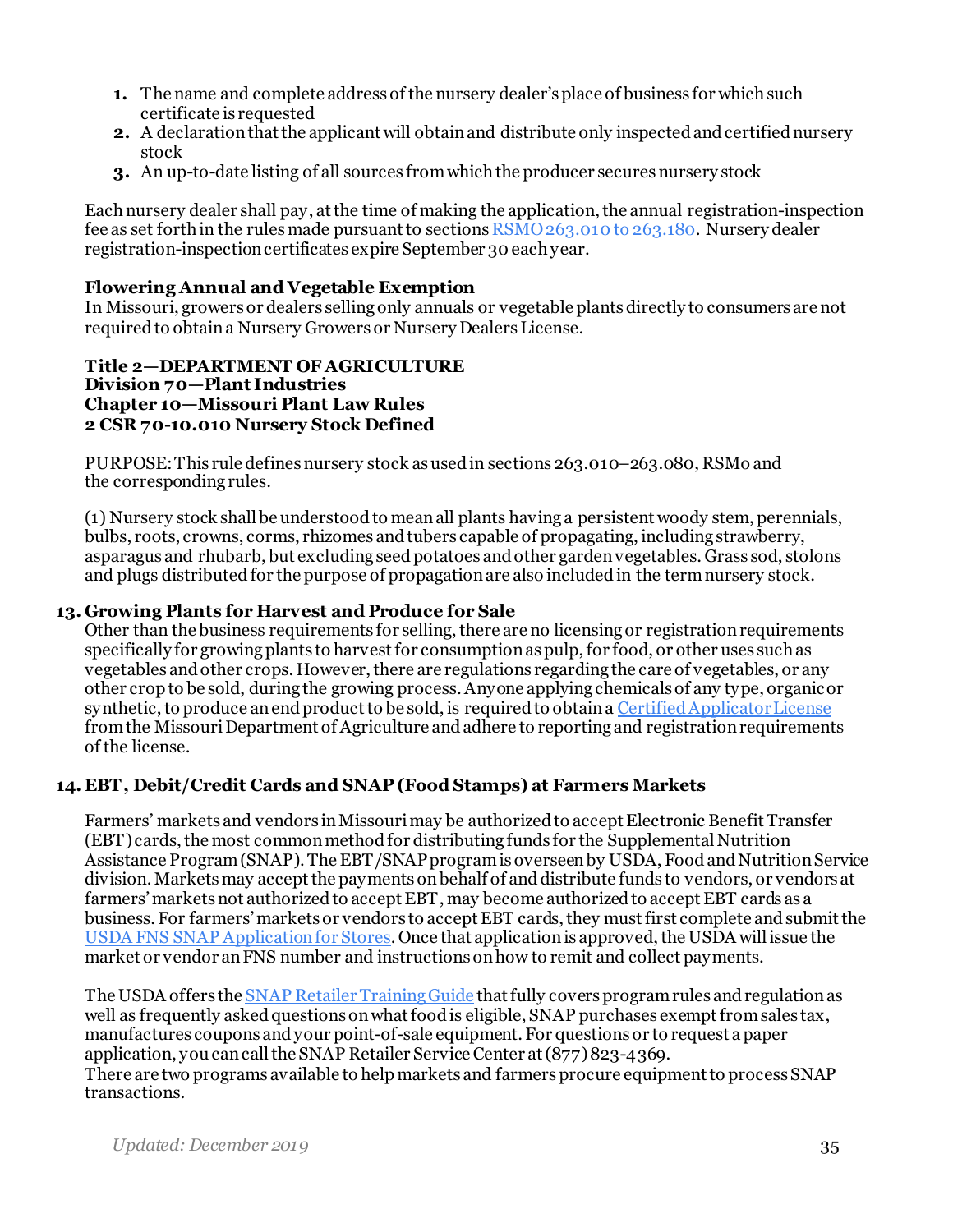1. The name and complete address of the nursery dealer's place of business for which such certificate is requested
2. A declaration that the applicant will obtain and distribute only inspected and certified nursery stock
3. An up-to-date listing of all sources from which the producer secures nursery stock

Each nursery dealer shall pay, at the time of making the application, the annual registration-inspection fee as set forth in the rules made pursuant to sections [RSMO 263.010 to 263.180](). Nursery dealer registration-inspection certificates expire September 30 each year.

**Flowering Annual and Vegetable Exemption**
In Missouri, growers or dealers selling only annuals or vegetable plants directly to consumers are not required to obtain a Nursery Growers or Nursery Dealers License.

**Title 2—DEPARTMENT OF AGRICULTURE**
**Division 70—Plant Industries**
**Chapter 10—Missouri Plant Law Rules**
**2 CSR 70-10.010 Nursery Stock Defined**

PURPOSE: This rule defines nursery stock as used in sections 263.010–263.080, RSMo and the corresponding rules.

(1) Nursery stock shall be understood to mean all plants having a persistent woody stem, perennials, bulbs, roots, crowns, corms, rhizomes and tubers capable of propagating, including strawberry, asparagus and rhubarb, but excluding seed potatoes and other garden vegetables. Grass sod, stolons and plugs distributed for the purpose of propagation are also included in the term nursery stock.

## 13. Growing Plants for Harvest and Produce for Sale

Other than the business requirements for selling, there are no licensing or registration requirements specifically for growing plants to harvest for consumption as pulp, for food, or other uses such as vegetables and other crops. However, there are regulations regarding the care of vegetables, or any other crop to be sold, during the growing process. Anyone applying chemicals of any type, organic or synthetic, to produce an end product to be sold, is required to obtain a [Certified Applicator License]() from the Missouri Department of Agriculture and adhere to reporting and registration requirements of the license.

## 14. EBT, Debit/Credit Cards and SNAP (Food Stamps) at Farmers Markets

Farmers' markets and vendors in Missouri may be authorized to accept Electronic Benefit Transfer (EBT) cards, the most common method for distributing funds for the Supplemental Nutrition Assistance Program (SNAP). The EBT/SNAP program is overseen by USDA, Food and Nutrition Service division. Markets may accept the payments on behalf of and distribute funds to vendors, or vendors at farmers' markets not authorized to accept EBT, may become authorized to accept EBT cards as a business. For farmers' markets or vendors to accept EBT cards, they must first complete and submit the [USDA FNS SNAP Application for Stores](). Once that application is approved, the USDA will issue the market or vendor an FNS number and instructions on how to remit and collect payments.

The USDA offers the [SNAP Retailer Training Guide]() that fully covers program rules and regulation as well as frequently asked questions on what food is eligible, SNAP purchases exempt from sales tax, manufactures coupons and your point-of-sale equipment. For questions or to request a paper application, you can call the SNAP Retailer Service Center at (877) 823-4369.
There are two programs available to help markets and farmers procure equipment to process SNAP transactions.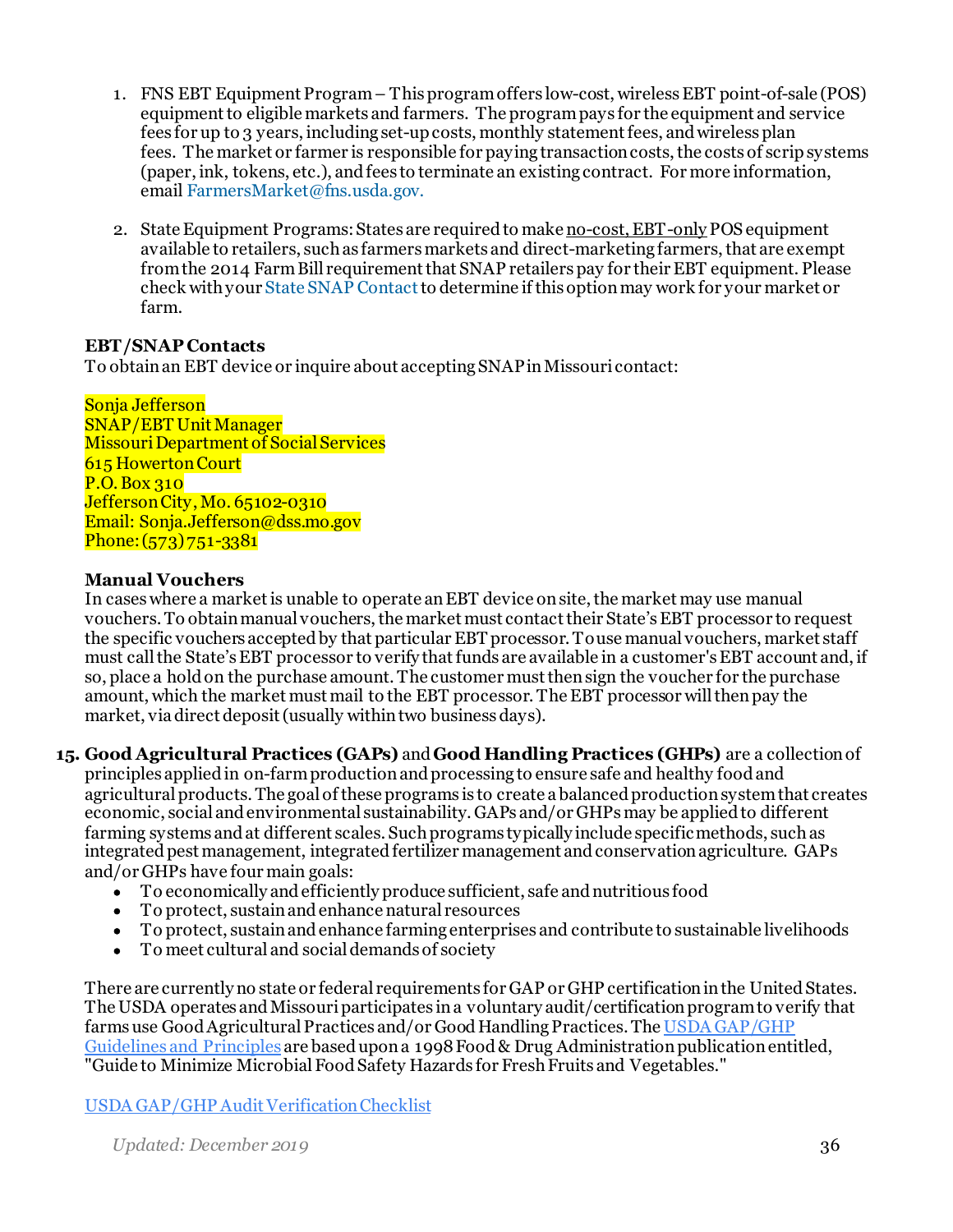1. FNS EBT Equipment Program – This program offers low-cost, wireless EBT point-of-sale (POS) equipment to eligible markets and farmers. The program pays for the equipment and service fees for up to 3 years, including set-up costs, monthly statement fees, and wireless plan fees. The market or farmer is responsible for paying transaction costs, the costs of scrip systems (paper, ink, tokens, etc.), and fees to terminate an existing contract. For more information, email FarmersMarket@fns.usda.gov.

2. State Equipment Programs: States are required to make no-cost, EBT-only POS equipment available to retailers, such as farmers markets and direct-marketing farmers, that are exempt from the 2014 Farm Bill requirement that SNAP retailers pay for their EBT equipment. Please check with your State SNAP Contact to determine if this option may work for your market or farm.

**EBT/SNAP Contacts**
To obtain an EBT device or inquire about accepting SNAP in Missouri contact:

Sonja Jefferson
SNAP/EBT Unit Manager
Missouri Department of Social Services
615 Howerton Court
P.O. Box 310
Jefferson City, Mo. 65102-0310
Email: Sonja.Jefferson@dss.mo.gov
Phone: (573) 751-3381

**Manual Vouchers**
In cases where a market is unable to operate an EBT device on site, the market may use manual vouchers. To obtain manual vouchers, the market must contact their State's EBT processor to request the specific vouchers accepted by that particular EBT processor. To use manual vouchers, market staff must call the State's EBT processor to verify that funds are available in a customer's EBT account and, if so, place a hold on the purchase amount. The customer must then sign the voucher for the purchase amount, which the market must mail to the EBT processor. The EBT processor will then pay the market, via direct deposit (usually within two business days).

15. **Good Agricultural Practices (GAPs)** and **Good Handling Practices (GHPs)** are a collection of principles applied in on-farm production and processing to ensure safe and healthy food and agricultural products. The goal of these programs is to create a balanced production system that creates economic, social and environmental sustainability. GAPs and/or GHPs may be applied to different farming systems and at different scales. Such programs typically include specific methods, such as integrated pest management, integrated fertilizer management and conservation agriculture. GAPs and/or GHPs have four main goals:
    - To economically and efficiently produce sufficient, safe and nutritious food
    - To protect, sustain and enhance natural resources
    - To protect, sustain and enhance farming enterprises and contribute to sustainable livelihoods
    - To meet cultural and social demands of society

    There are currently no state or federal requirements for GAP or GHP certification in the United States. The USDA operates and Missouri participates in a voluntary audit/certification program to verify that farms use Good Agricultural Practices and/or Good Handling Practices. The USDA GAP/GHP Guidelines and Principles are based upon a 1998 Food & Drug Administration publication entitled, "Guide to Minimize Microbial Food Safety Hazards for Fresh Fruits and Vegetables."

    USDA GAP/GHP Audit Verification Checklist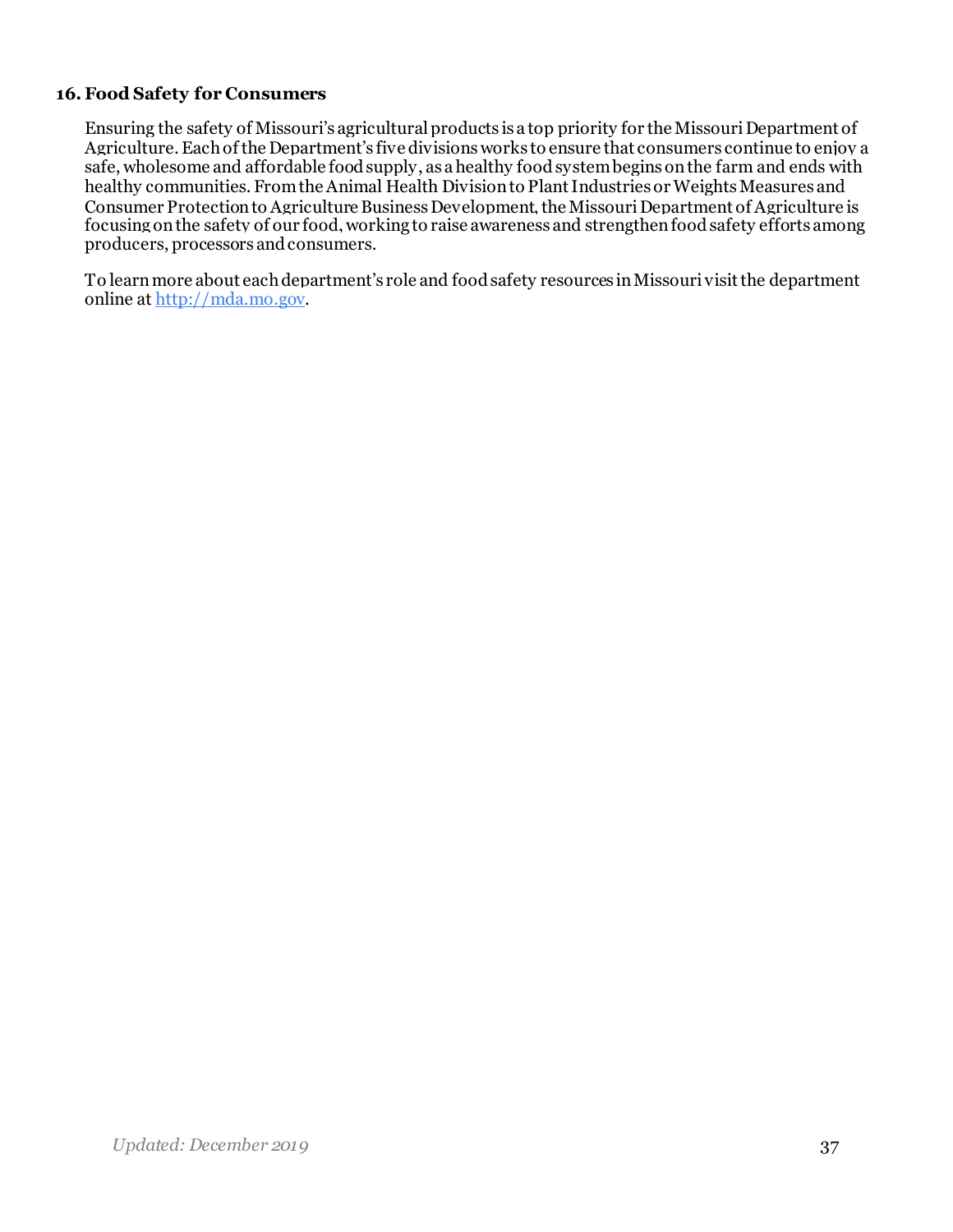### 16. Food Safety for Consumers

Ensuring the safety of Missouri's agricultural products is a top priority for the Missouri Department of Agriculture. Each of the Department's five divisions works to ensure that consumers continue to enjoy a safe, wholesome and affordable food supply, as a healthy food system begins on the farm and ends with healthy communities. From the Animal Health Division to Plant Industries or Weights Measures and Consumer Protection to Agriculture Business Development, the Missouri Department of Agriculture is focusing on the safety of our food, working to raise awareness and strengthen food safety efforts among producers, processors and consumers.

To learn more about each department's role and food safety resources in Missouri visit the department online at [http://mda.mo.gov](http://mda.mo.gov).

*Updated: December 2019*